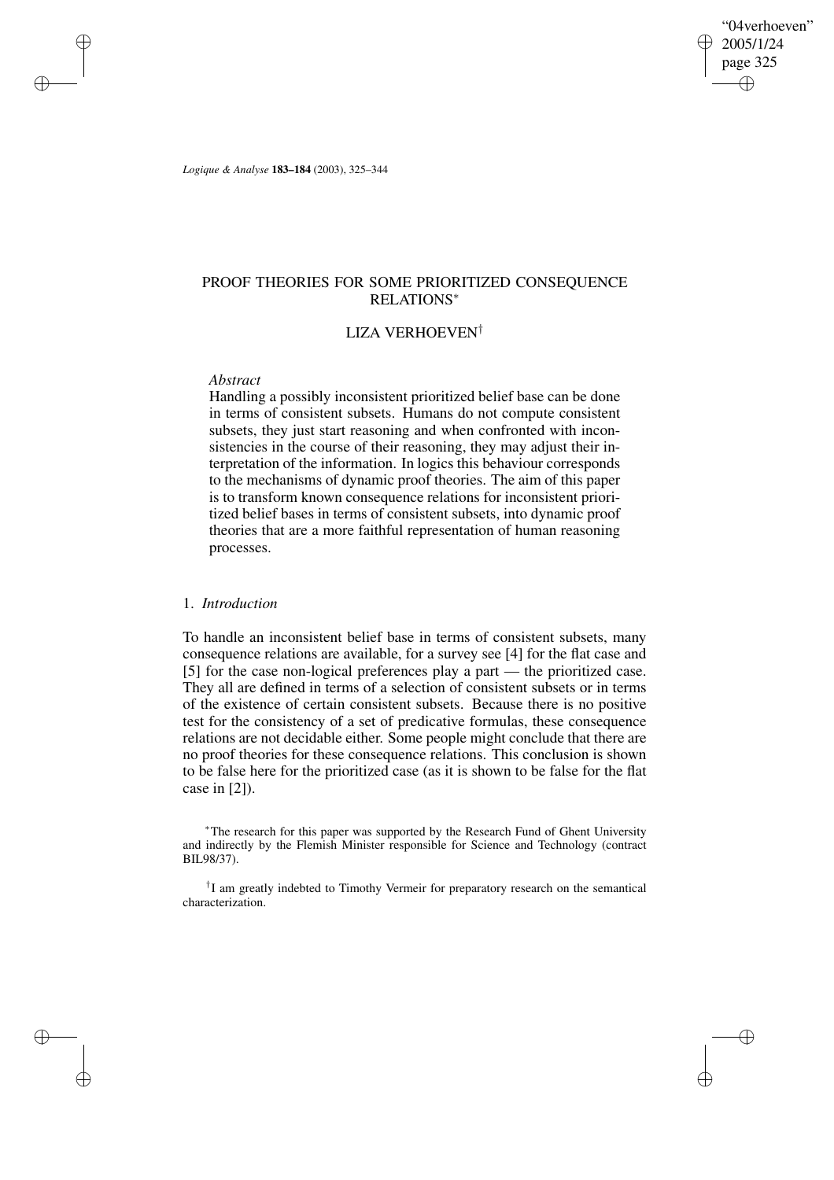# PROOF THEORIES FOR SOME PRIORITIZED CONSEQUENCE RELATIONS[*]

## LIZA VERHOEVEN[†]

*Abstract*

Handling a possibly inconsistent prioritized belief base can be done in terms of consistent subsets. Humans do not compute consistent subsets, they just start reasoning and when confronted with inconsistencies in the course of their reasoning, they may adjust their interpretation of the information. In logics this behaviour corresponds to the mechanisms of dynamic proof theories. The aim of this paper is to transform known consequence relations for inconsistent prioritized belief bases in terms of consistent subsets, into dynamic proof theories that are a more faithful representation of human reasoning processes.

## 1. *Introduction*

To handle an inconsistent belief base in terms of consistent subsets, many consequence relations are available, for a survey see [4] for the flat case and [5] for the case non-logical preferences play a part — the prioritized case. They all are defined in terms of a selection of consistent subsets or in terms of the existence of certain consistent subsets. Because there is no positive test for the consistency of a set of predicative formulas, these consequence relations are not decidable either. Some people might conclude that there are no proof theories for these consequence relations. This conclusion is shown to be false here for the prioritized case (as it is shown to be false for the flat case in [2]).

[*] The research for this paper was supported by the Research Fund of Ghent University and indirectly by the Flemish Minister responsible for Science and Technology (contract BIL98/37).

[†] I am greatly indebted to Timothy Vermeir for preparatory research on the semantical characterization.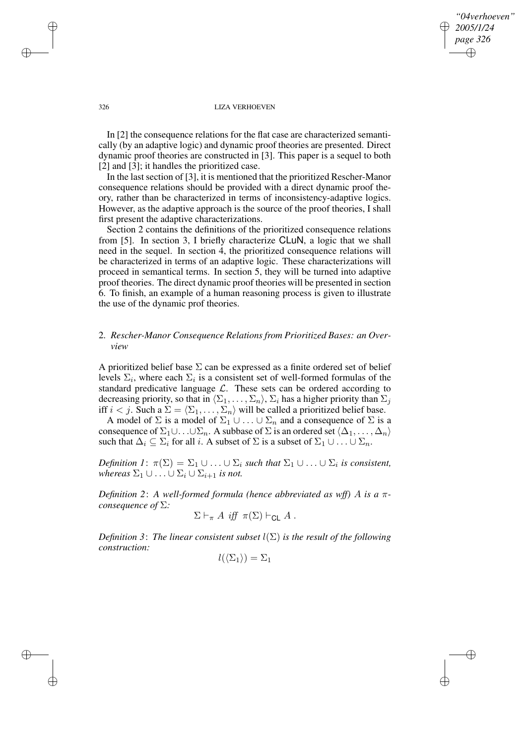In [2] the consequence relations for the flat case are characterized semantically (by an adaptive logic) and dynamic proof theories are presented. Direct dynamic proof theories are constructed in [3]. This paper is a sequel to both [2] and [3]; it handles the prioritized case.

In the last section of [3], it is mentioned that the prioritized Rescher-Manor consequence relations should be provided with a direct dynamic proof theory, rather than be characterized in terms of inconsistency-adaptive logics. However, as the adaptive approach is the source of the proof theories, I shall first present the adaptive characterizations.

Section 2 contains the definitions of the prioritized consequence relations from [5]. In section 3, I briefly characterize CLuN, a logic that we shall need in the sequel. In section 4, the prioritized consequence relations will be characterized in terms of an adaptive logic. These characterizations will proceed in semantical terms. In section 5, they will be turned into adaptive proof theories. The direct dynamic proof theories will be presented in section 6. To finish, an example of a human reasoning process is given to illustrate the use of the dynamic prof theories.

## 2. *Rescher-Manor Consequence Relations from Prioritized Bases: an Overview*

A prioritized belief base $\Sigma$ can be expressed as a finite ordered set of belief levels $\Sigma_i$, where each $\Sigma_i$ is a consistent set of well-formed formulas of the standard predicative language $\mathcal{L}$. These sets can be ordered according to decreasing priority, so that in $\langle \Sigma_1, \ldots, \Sigma_n \rangle$, $\Sigma_i$ has a higher priority than $\Sigma_j$ iff $i < j$. Such a $\Sigma = \langle \Sigma_1, \ldots, \Sigma_n \rangle$ will be called a prioritized belief base.

A model of $\Sigma$ is a model of $\Sigma_1 \cup \ldots \cup \Sigma_n$ and a consequence of $\Sigma$ is a consequence of $\Sigma_1 \cup \ldots \cup \Sigma_n$. A subbase of $\Sigma$ is an ordered set $\langle \Delta_1, \ldots, \Delta_n \rangle$ such that $\Delta_i \subseteq \Sigma_i$ for all $i$. A subset of $\Sigma$ is a subset of $\Sigma_1 \cup \ldots \cup \Sigma_n$.

*Definition 1*: $\pi(\Sigma) = \Sigma_1 \cup \ldots \cup \Sigma_i$ *such that* $\Sigma_1 \cup \ldots \cup \Sigma_i$ *is consistent, whereas* $\Sigma_1 \cup \ldots \cup \Sigma_i \cup \Sigma_{i+1}$ *is not.*

*Definition 2*: *A well-formed formula (hence abbreviated as wff) $A$ is a $\pi$-consequence of $\Sigma$:*

$$\Sigma \vdash_{\pi} A \ \textit{iff} \ \pi(\Sigma) \vdash_{\mathsf{CL}} A \, .$$

*Definition 3*: *The linear consistent subset $l(\Sigma)$ is the result of the following construction:*

$$l(\langle \Sigma_1 \rangle) = \Sigma_1$$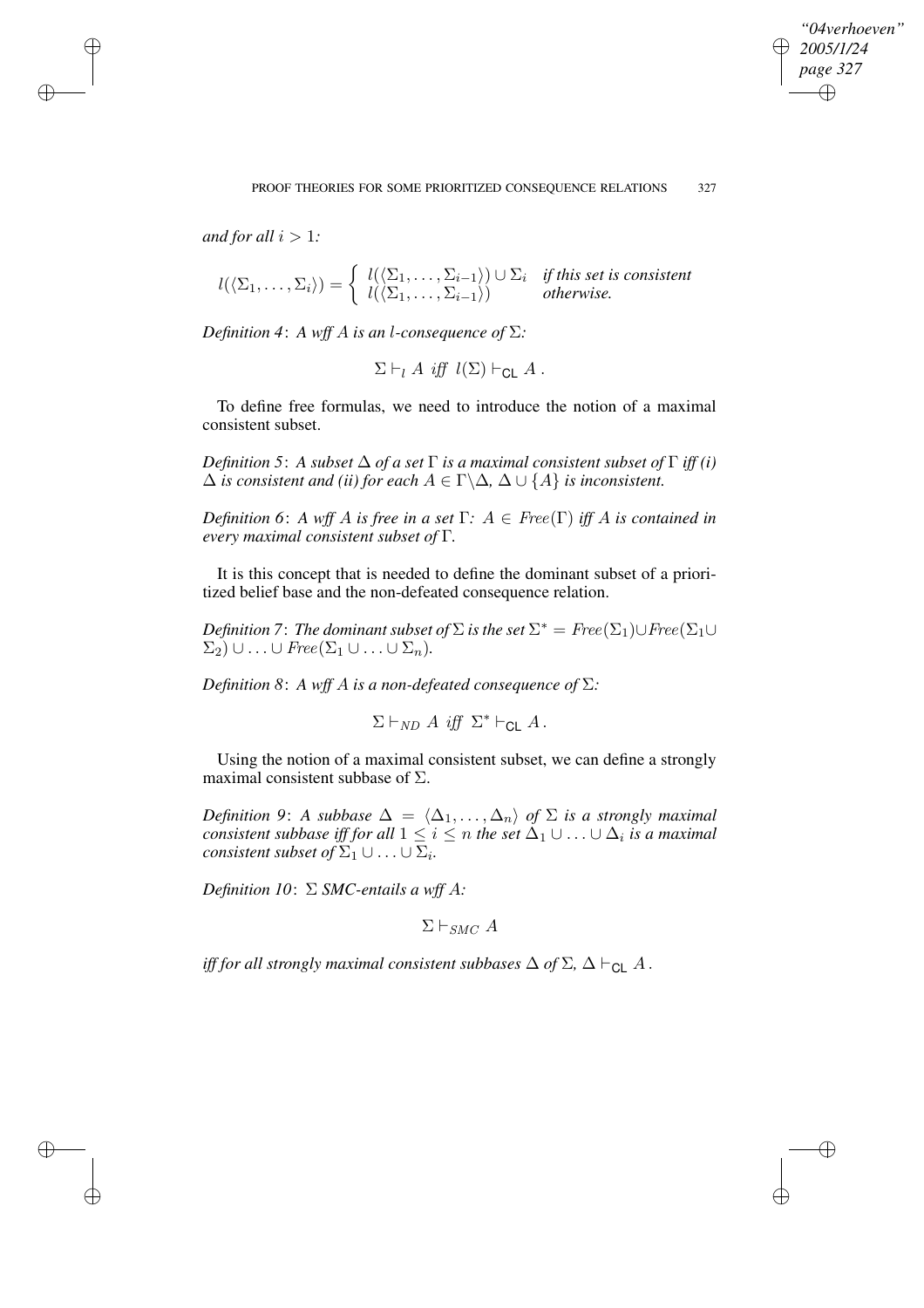*and for all $i > 1$:*

$$l(\langle \Sigma_1, \ldots, \Sigma_i \rangle) = \begin{cases} l(\langle \Sigma_1, \ldots, \Sigma_{i-1} \rangle) \cup \Sigma_i & \textit{if this set is consistent} \\ l(\langle \Sigma_1, \ldots, \Sigma_{i-1} \rangle) & \textit{otherwise.} \end{cases}$$

*Definition 4*: *A wff $A$ is an $l$-consequence of $\Sigma$:*

$$\Sigma \vdash_l A \textit{ iff } l(\Sigma) \vdash_{\mathsf{CL}} A\,.$$

To define free formulas, we need to introduce the notion of a maximal consistent subset.

*Definition 5*: *A subset $\Delta$ of a set $\Gamma$ is a maximal consistent subset of $\Gamma$ iff (i) $\Delta$ is consistent and (ii) for each $A \in \Gamma \backslash \Delta$, $\Delta \cup \{A\}$ is inconsistent.*

*Definition 6*: *A wff $A$ is free in a set $\Gamma$: $A \in Free(\Gamma)$ iff $A$ is contained in every maximal consistent subset of $\Gamma$.*

It is this concept that is needed to define the dominant subset of a prioritized belief base and the non-defeated consequence relation.

*Definition 7*: *The dominant subset of $\Sigma$ is the set $\Sigma^* = Free(\Sigma_1) \cup Free(\Sigma_1 \cup \Sigma_2) \cup \ldots \cup Free(\Sigma_1 \cup \ldots \cup \Sigma_n)$.*

*Definition 8*: *A wff $A$ is a non-defeated consequence of $\Sigma$:*

$$\Sigma \vdash_{ND} A \textit{ iff } \Sigma^* \vdash_{\mathsf{CL}} A\,.$$

Using the notion of a maximal consistent subset, we can define a strongly maximal consistent subbase of $\Sigma$.

*Definition 9*: *A subbase $\Delta = \langle \Delta_1, \ldots, \Delta_n \rangle$ of $\Sigma$ is a strongly maximal consistent subbase iff for all $1 \leq i \leq n$ the set $\Delta_1 \cup \ldots \cup \Delta_i$ is a maximal consistent subset of $\Sigma_1 \cup \ldots \cup \Sigma_i$.*

*Definition 10*: *$\Sigma$ SMC-entails a wff $A$:*

$$\Sigma \vdash_{SMC} A$$

*iff for all strongly maximal consistent subbases $\Delta$ of $\Sigma$, $\Delta \vdash_{\mathsf{CL}} A$.*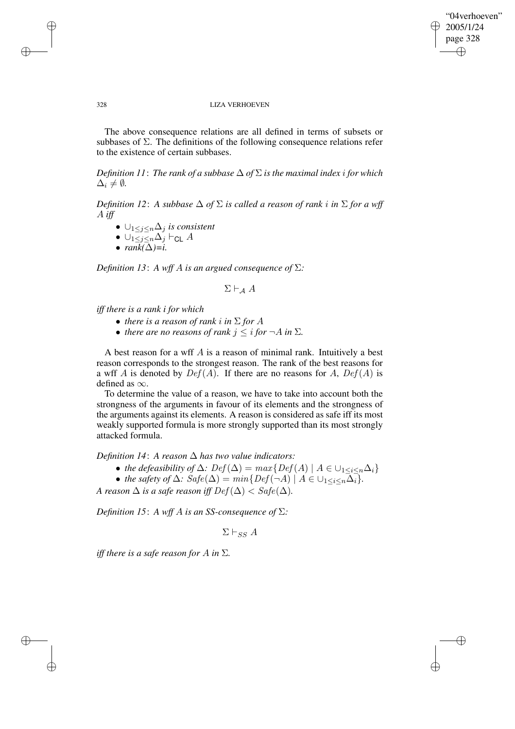The above consequence relations are all defined in terms of subsets or subbases of $\Sigma$. The definitions of the following consequence relations refer to the existence of certain subbases.

*Definition 11*: *The rank of a subbase $\Delta$ of $\Sigma$ is the maximal index $i$ for which $\Delta_i \neq \emptyset$.*

*Definition 12*: *A subbase $\Delta$ of $\Sigma$ is called a reason of rank $i$ in $\Sigma$ for a wff $A$ iff*

- $\cup_{1 \leq j \leq n} \Delta_j$ *is consistent*
- $\cup_{1 \leq j \leq n} \Delta_j \vdash_{\mathsf{CL}} A$
- *rank($\Delta$)=i.*

*Definition 13*: *A wff $A$ is an argued consequence of $\Sigma$:*

$$\Sigma \vdash_{\mathcal{A}} A$$

*iff there is a rank i for which*

- *there is a reason of rank $i$ in $\Sigma$ for $A$*
- *there are no reasons of rank $j \leq i$ for $\neg A$ in $\Sigma$.*

A best reason for a wff $A$ is a reason of minimal rank. Intuitively a best reason corresponds to the strongest reason. The rank of the best reasons for a wff $A$ is denoted by $Def(A)$. If there are no reasons for $A$, $Def(A)$ is defined as $\infty$.

To determine the value of a reason, we have to take into account both the strongness of the arguments in favour of its elements and the strongness of the arguments against its elements. A reason is considered as safe iff its most weakly supported formula is more strongly supported than its most strongly attacked formula.

*Definition 14*: *A reason $\Delta$ has two value indicators:*

- *the defeasibility of $\Delta$: $Def(\Delta) = max\{Def(A) \mid A \in \cup_{1 \leq i \leq n} \Delta_i\}$*
- *the safety of $\Delta$: $Safe(\Delta) = min\{Def(\neg A) \mid A \in \cup_{1 \leq i \leq n} \Delta_i\}$.*

*A reason $\Delta$ is a safe reason iff $Def(\Delta) < Safe(\Delta)$.*

*Definition 15*: *A wff $A$ is an SS-consequence of $\Sigma$:*

$$\Sigma \vdash_{SS} A$$

*iff there is a safe reason for $A$ in $\Sigma$.*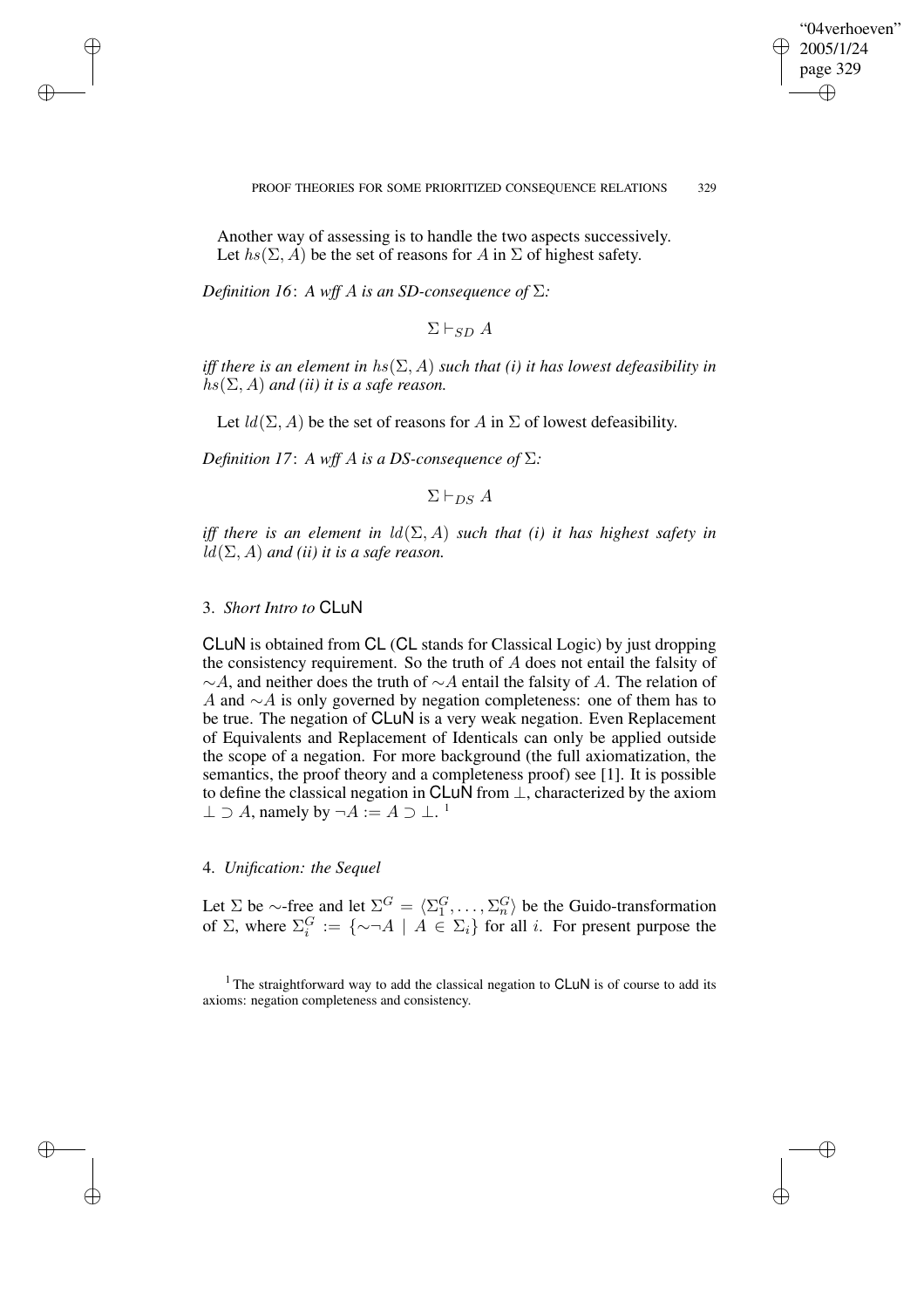Another way of assessing is to handle the two aspects successively. Let $hs(\Sigma, A)$ be the set of reasons for $A$ in $\Sigma$ of highest safety.

*Definition 16*: *A wff $A$ is an SD-consequence of $\Sigma$:*

$$\Sigma \vdash_{SD} A$$

*iff there is an element in $hs(\Sigma, A)$ such that (i) it has lowest defeasibility in $hs(\Sigma, A)$ and (ii) it is a safe reason.*

Let $ld(\Sigma, A)$ be the set of reasons for $A$ in $\Sigma$ of lowest defeasibility.

*Definition 17*: *A wff $A$ is a DS-consequence of $\Sigma$:*

$$\Sigma \vdash_{DS} A$$

*iff there is an element in $ld(\Sigma, A)$ such that (i) it has highest safety in $ld(\Sigma, A)$ and (ii) it is a safe reason.*

## 3. *Short Intro to* CLuN

CLuN is obtained from CL (CL stands for Classical Logic) by just dropping the consistency requirement. So the truth of $A$ does not entail the falsity of $\sim A$, and neither does the truth of $\sim A$ entail the falsity of $A$. The relation of $A$ and $\sim A$ is only governed by negation completeness: one of them has to be true. The negation of CLuN is a very weak negation. Even Replacement of Equivalents and Replacement of Identicals can only be applied outside the scope of a negation. For more background (the full axiomatization, the semantics, the proof theory and a completeness proof) see [1]. It is possible to define the classical negation in CLuN from $\bot$, characterized by the axiom $\bot \supset A$, namely by $\neg A := A \supset \bot$. [1]

## 4. *Unification: the Sequel*

Let $\Sigma$ be $\sim$-free and let $\Sigma^G = \langle \Sigma_1^G, \ldots, \Sigma_n^G \rangle$ be the Guido-transformation of $\Sigma$, where $\Sigma_i^G := \{\sim\neg A \mid A \in \Sigma_i\}$ for all $i$. For present purpose the

[1] The straightforward way to add the classical negation to CLuN is of course to add its axioms: negation completeness and consistency.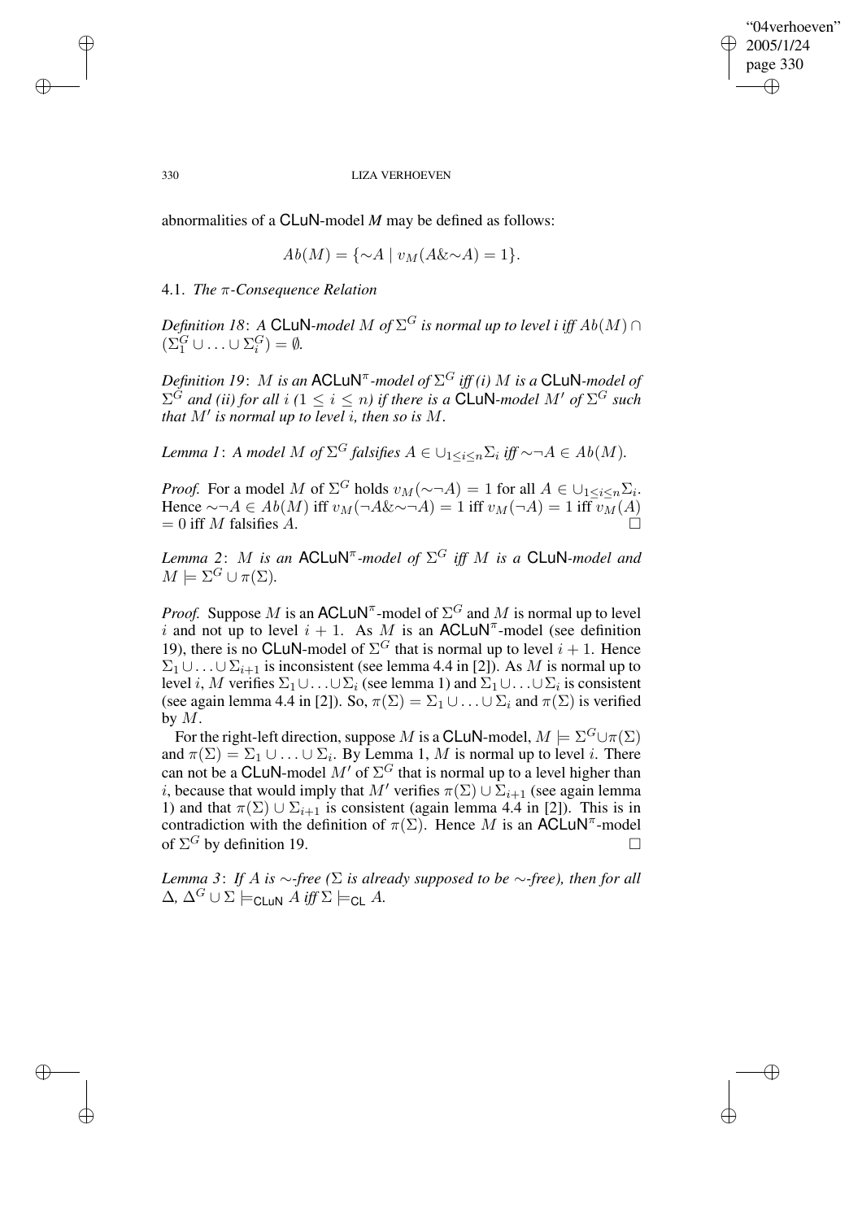abnormalities of a CLuN-model $M$ may be defined as follows:

$$Ab(M) = \{\sim A \mid v_M(A\&\sim A) = 1\}.$$

### 4.1. *The $\pi$-Consequence Relation*

*Definition 18*: *A* CLuN*-model $M$ of $\Sigma^G$ is normal up to level i iff $Ab(M) \cap (\Sigma_1^G \cup \ldots \cup \Sigma_i^G) = \emptyset$.*

*Definition 19*: *$M$ is an* $\mathsf{ACLuN}^\pi$*-model of $\Sigma^G$ iff (i) $M$ is a* CLuN*-model of $\Sigma^G$ and (ii) for all $i$ ($1 \leq i \leq n$) if there is a* CLuN*-model $M'$ of $\Sigma^G$ such that $M'$ is normal up to level $i$, then so is $M$.*

*Lemma 1*: *A model $M$ of $\Sigma^G$ falsifies $A \in \cup_{1 \leq i \leq n} \Sigma_i$ iff $\sim\neg A \in Ab(M)$.*

*Proof.* For a model $M$ of $\Sigma^G$ holds $v_M(\sim\neg A) = 1$ for all $A \in \cup_{1 \leq i \leq n} \Sigma_i$. Hence $\sim\neg A \in Ab(M)$ iff $v_M(\neg A\&\sim\neg A) = 1$ iff $v_M(\neg A) = 1$ iff $v_M(A) = 0$ iff $M$ falsifies $A$. □

*Lemma 2*: *$M$ is an* $\mathsf{ACLuN}^\pi$*-model of $\Sigma^G$ iff $M$ is a* CLuN*-model and $M \models \Sigma^G \cup \pi(\Sigma)$.*

*Proof.* Suppose $M$ is an $\mathsf{ACLuN}^\pi$-model of $\Sigma^G$ and $M$ is normal up to level $i$ and not up to level $i + 1$. As $M$ is an $\mathsf{ACLuN}^\pi$-model (see definition 19), there is no CLuN-model of $\Sigma^G$ that is normal up to level $i + 1$. Hence $\Sigma_1 \cup \ldots \cup \Sigma_{i+1}$ is inconsistent (see lemma 4.4 in [2]). As $M$ is normal up to level $i$, $M$ verifies $\Sigma_1 \cup \ldots \cup \Sigma_i$ (see lemma 1) and $\Sigma_1 \cup \ldots \cup \Sigma_i$ is consistent (see again lemma 4.4 in [2]). So, $\pi(\Sigma) = \Sigma_1 \cup \ldots \cup \Sigma_i$ and $\pi(\Sigma)$ is verified by $M$.

For the right-left direction, suppose $M$ is a CLuN-model, $M \models \Sigma^G \cup \pi(\Sigma)$ and $\pi(\Sigma) = \Sigma_1 \cup \ldots \cup \Sigma_i$. By Lemma 1, $M$ is normal up to level $i$. There can not be a CLuN-model $M'$ of $\Sigma^G$ that is normal up to a level higher than $i$, because that would imply that $M'$ verifies $\pi(\Sigma) \cup \Sigma_{i+1}$ (see again lemma 1) and that $\pi(\Sigma) \cup \Sigma_{i+1}$ is consistent (again lemma 4.4 in [2]). This is in contradiction with the definition of $\pi(\Sigma)$. Hence $M$ is an $\mathsf{ACLuN}^\pi$-model of $\Sigma^G$ by definition 19. □

*Lemma 3*: *If $A$ is $\sim$-free ($\Sigma$ is already supposed to be $\sim$-free), then for all $\Delta$, $\Delta^G \cup \Sigma \models_{\mathsf{CLuN}} A$ iff $\Sigma \models_{\mathsf{CL}} A$.*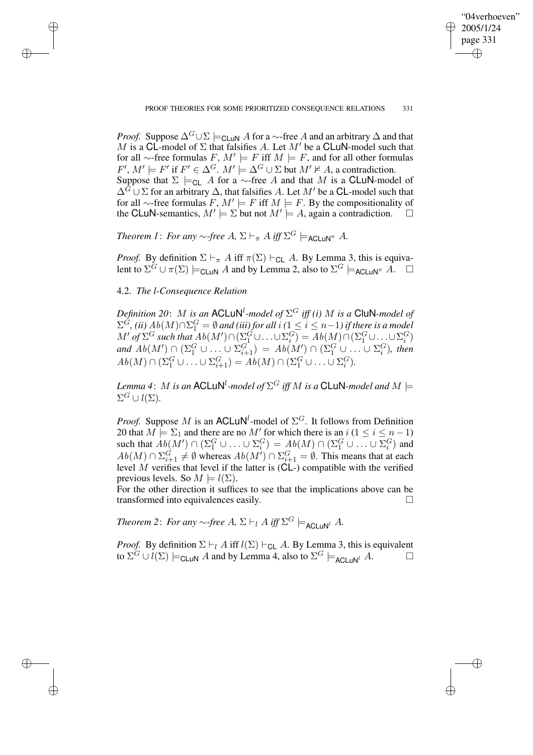*Proof.* Suppose $\Delta^G \cup \Sigma \models_{\mathsf{CLuN}} A$ for a $\sim$-free $A$ and an arbitrary $\Delta$ and that $M$ is a $\mathsf{CL}$-model of $\Sigma$ that falsifies $A$. Let $M'$ be a $\mathsf{CLuN}$-model such that for all $\sim$-free formulas $F$, $M' \models F$ iff $M \models F$, and for all other formulas $F'$, $M' \models F'$ if $F' \in \Delta^G$. $M' \models \Delta^G \cup \Sigma$ but $M' \nvDash A$, a contradiction.
Suppose that $\Sigma \models_{\mathsf{CL}} A$ for a $\sim$-free $A$ and that $M$ is a $\mathsf{CLuN}$-model of $\Delta^G \cup \Sigma$ for an arbitrary $\Delta$, that falsifies $A$. Let $M'$ be a $\mathsf{CL}$-model such that for all $\sim$-free formulas $F$, $M' \models F$ iff $M \models F$. By the compositionality of the $\mathsf{CLuN}$-semantics, $M' \models \Sigma$ but not $M' \models A$, again a contradiction. □

*Theorem 1*: *For any $\sim$-free $A$, $\Sigma \vdash_\pi A$ iff $\Sigma^G \models_{\mathsf{ACLuN}^\pi} A$.*

*Proof.* By definition $\Sigma \vdash_\pi A$ iff $\pi(\Sigma) \vdash_{\mathsf{CL}} A$. By Lemma 3, this is equivalent to $\Sigma^G \cup \pi(\Sigma) \models_{\mathsf{CLuN}} A$ and by Lemma 2, also to $\Sigma^G \models_{\mathsf{ACLuN}^\pi} A$. □

### 4.2. *The l-Consequence Relation*

*Definition 20*: *$M$ is an $\mathsf{ACLuN}^l$-model of $\Sigma^G$ iff (i) $M$ is a $\mathsf{CluN}$-model of $\Sigma^G$, (ii) $Ab(M) \cap \Sigma_1^G = \emptyset$ and (iii) for all $i$ ($1 \leq i \leq n-1$) if there is a model $M'$ of $\Sigma^G$ such that $Ab(M') \cap (\Sigma_1^G \cup \ldots \cup \Sigma_i^G) = Ab(M) \cap (\Sigma_1^G \cup \ldots \cup \Sigma_i^G)$ and $Ab(M') \cap (\Sigma_1^G \cup \ldots \cup \Sigma_{i+1}^G) = Ab(M') \cap (\Sigma_1^G \cup \ldots \cup \Sigma_i^G)$, then $Ab(M) \cap (\Sigma_1^G \cup \ldots \cup \Sigma_{i+1}^G) = Ab(M) \cap (\Sigma_1^G \cup \ldots \cup \Sigma_i^G)$.*

*Lemma 4*: *$M$ is an $\mathsf{ACLuN}^l$-model of $\Sigma^G$ iff $M$ is a $\mathsf{CLuN}$-model and $M \models \Sigma^G \cup l(\Sigma)$.*

*Proof.* Suppose $M$ is an $\mathsf{ACLuN}^l$-model of $\Sigma^G$. It follows from Definition 20 that $M \models \Sigma_1$ and there are no $M'$ for which there is an $i$ ($1 \leq i \leq n-1$) such that $Ab(M') \cap (\Sigma_1^G \cup \ldots \cup \Sigma_i^G) = Ab(M) \cap (\Sigma_1^G \cup \ldots \cup \Sigma_i^G)$ and $Ab(M) \cap \Sigma_{i+1}^G \neq \emptyset$ whereas $Ab(M') \cap \Sigma_{i+1}^G = \emptyset$. This means that at each level $M$ verifies that level if the latter is ($\mathsf{CL}$-) compatible with the verified previous levels. So $M \models l(\Sigma)$.
For the other direction it suffices to see that the implications above can be transformed into equivalences easily. □

*Theorem 2*: *For any $\sim$-free $A$, $\Sigma \vdash_l A$ iff $\Sigma^G \models_{\mathsf{ACLuN}^l} A$.*

*Proof.* By definition $\Sigma \vdash_l A$ iff $l(\Sigma) \vdash_{\mathsf{CL}} A$. By Lemma 3, this is equivalent to $\Sigma^G \cup l(\Sigma) \models_{\mathsf{CLuN}} A$ and by Lemma 4, also to $\Sigma^G \models_{\mathsf{ACLuN}^l} A$. □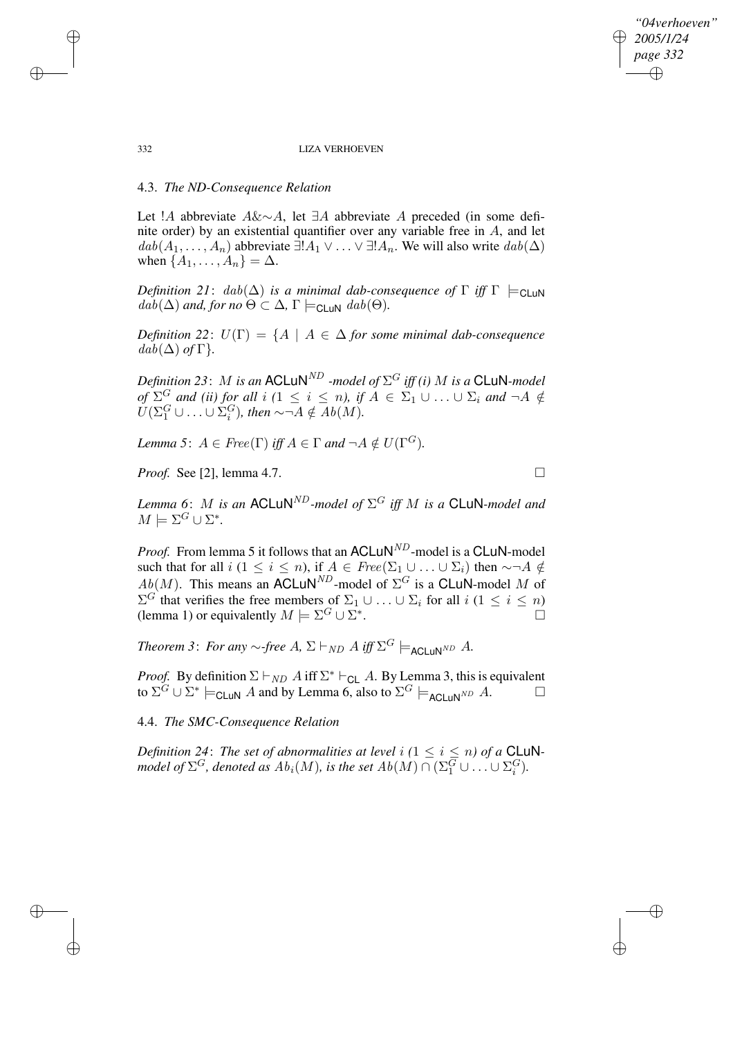### 4.3. *The ND-Consequence Relation*

Let $!A$ abbreviate $A \& {\sim} A$, let $\exists A$ abbreviate $A$ preceded (in some definite order) by an existential quantifier over any variable free in $A$, and let $dab(A_1, \ldots, A_n)$ abbreviate $\exists !A_1 \vee \ldots \vee \exists !A_n$. We will also write $dab(\Delta)$ when $\{A_1, \ldots, A_n\} = \Delta$.

*Definition 21*: *$dab(\Delta)$ is a minimal dab-consequence of $\Gamma$ iff $\Gamma \models_{\mathsf{CLuN}} dab(\Delta)$ and, for no $\Theta \subset \Delta$, $\Gamma \models_{\mathsf{CLuN}} dab(\Theta)$.*

*Definition 22*: *$U(\Gamma) = \{A \mid A \in \Delta$ for some minimal dab-consequence $dab(\Delta)$ of $\Gamma\}$.*

*Definition 23*: *$M$ is an $\mathsf{ACLuN}^{ND}$ -model of $\Sigma^G$ iff (i) $M$ is a $\mathsf{CLuN}$-model of $\Sigma^G$ and (ii) for all $i$ ($1 \leq i \leq n$), if $A \in \Sigma_1 \cup \ldots \cup \Sigma_i$ and $\neg A \notin U(\Sigma_1^G \cup \ldots \cup \Sigma_i^G)$, then ${\sim}\neg A \notin Ab(M)$.*

*Lemma 5*: *$A \in Free(\Gamma)$ iff $A \in \Gamma$ and $\neg A \notin U(\Gamma^G)$.*

*Proof.* See [2], lemma 4.7. □

*Lemma 6*: *$M$ is an $\mathsf{ACLuN}^{ND}$-model of $\Sigma^G$ iff $M$ is a $\mathsf{CLuN}$-model and $M \models \Sigma^G \cup \Sigma^*$.*

*Proof.* From lemma 5 it follows that an $\mathsf{ACLuN}^{ND}$-model is a $\mathsf{CLuN}$-model such that for all $i$ ($1 \leq i \leq n$), if $A \in Free(\Sigma_1 \cup \ldots \cup \Sigma_i)$ then ${\sim}\neg A \notin Ab(M)$. This means an $\mathsf{ACLuN}^{ND}$-model of $\Sigma^G$ is a $\mathsf{CLuN}$-model $M$ of $\Sigma^G$ that verifies the free members of $\Sigma_1 \cup \ldots \cup \Sigma_i$ for all $i$ ($1 \leq i \leq n$) (lemma 1) or equivalently $M \models \Sigma^G \cup \Sigma^*$. □

*Theorem 3*: *For any ${\sim}$-free $A$, $\Sigma \vdash_{ND} A$ iff $\Sigma^G \models_{\mathsf{ACLuN}^{ND}} A$.*

*Proof.* By definition $\Sigma \vdash_{ND} A$ iff $\Sigma^* \vdash_{\mathsf{CL}} A$. By Lemma 3, this is equivalent to $\Sigma^G \cup \Sigma^* \models_{\mathsf{CLuN}} A$ and by Lemma 6, also to $\Sigma^G \models_{\mathsf{ACLuN}^{ND}} A$. □

### 4.4. *The SMC-Consequence Relation*

*Definition 24*: *The set of abnormalities at level $i$ ($1 \leq i \leq n$) of a $\mathsf{CLuN}$-model of $\Sigma^G$, denoted as $Ab_i(M)$, is the set $Ab(M) \cap (\Sigma_1^G \cup \ldots \cup \Sigma_i^G)$.*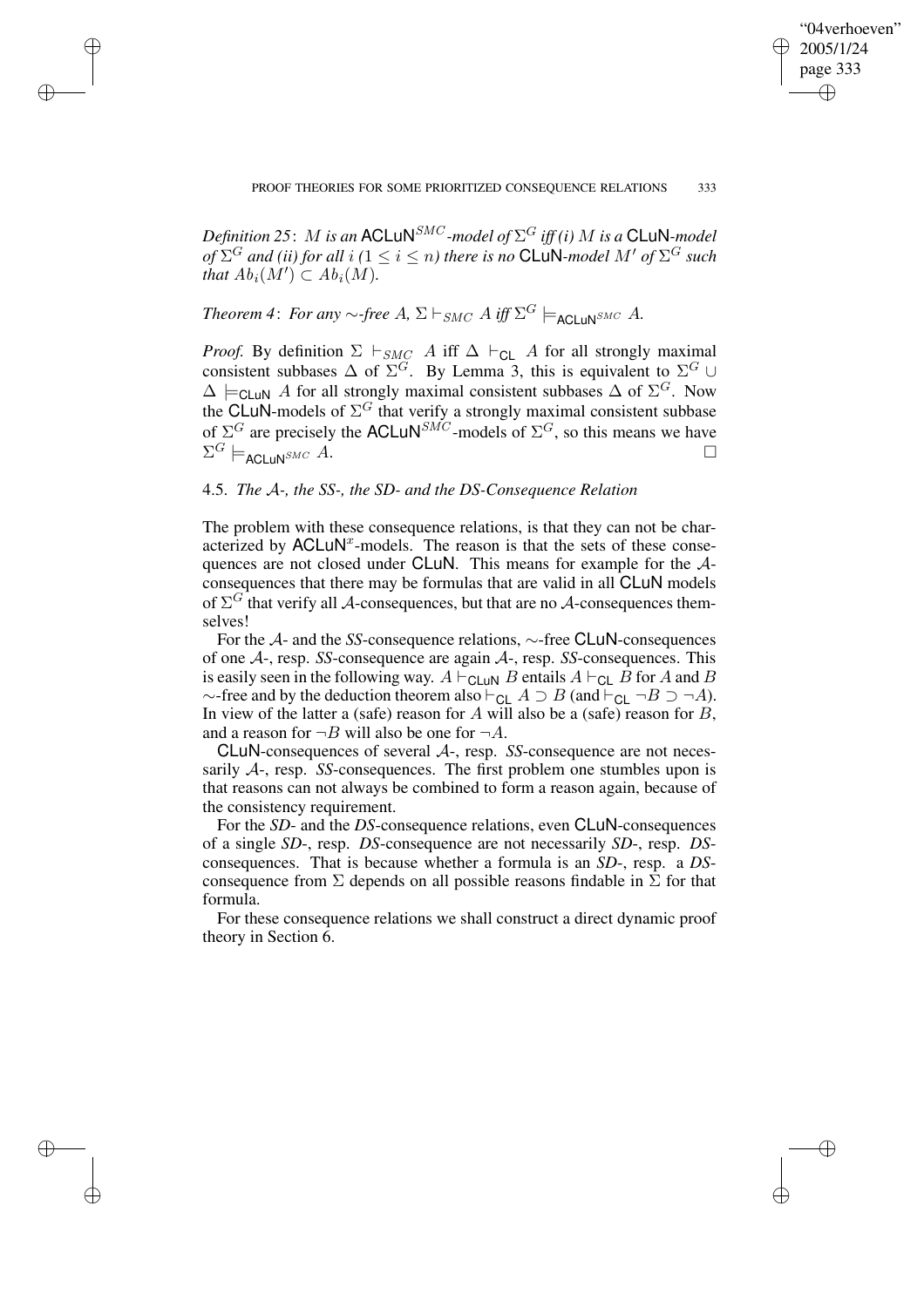*Definition 25*: $M$ *is an* $\mathsf{ACLuN}^{SMC}$*-model of* $\Sigma^G$ *iff (i)* $M$ *is a* $\mathsf{CLuN}$*-model of* $\Sigma^G$ *and (ii) for all* $i$ $(1 \leq i \leq n)$ *there is no* $\mathsf{CLuN}$*-model* $M'$ *of* $\Sigma^G$ *such that* $Ab_i(M') \subset Ab_i(M)$.

*Theorem 4*: *For any* $\sim$*-free* $A$, $\Sigma \vdash_{SMC} A$ *iff* $\Sigma^G \models_{\mathsf{ACLuN}^{SMC}} A$.

*Proof.* By definition $\Sigma \vdash_{SMC} A$ iff $\Delta \vdash_{\mathsf{CL}} A$ for all strongly maximal consistent subbases $\Delta$ of $\Sigma^G$. By Lemma 3, this is equivalent to $\Sigma^G \cup \Delta \models_{\mathsf{CLuN}} A$ for all strongly maximal consistent subbases $\Delta$ of $\Sigma^G$. Now the $\mathsf{CLuN}$-models of $\Sigma^G$ that verify a strongly maximal consistent subbase of $\Sigma^G$ are precisely the $\mathsf{ACLuN}^{SMC}$-models of $\Sigma^G$, so this means we have $\Sigma^G \models_{\mathsf{ACLuN}^{SMC}} A$. □

### 4.5. *The* $\mathcal{A}$*-, the SS-, the SD- and the DS-Consequence Relation*

The problem with these consequence relations, is that they can not be characterized by $\mathsf{ACLuN}^x$-models. The reason is that the sets of these consequences are not closed under $\mathsf{CLuN}$. This means for example for the $\mathcal{A}$-consequences that there may be formulas that are valid in all $\mathsf{CLuN}$ models of $\Sigma^G$ that verify all $\mathcal{A}$-consequences, but that are no $\mathcal{A}$-consequences themselves!

For the $\mathcal{A}$- and the *SS*-consequence relations, $\sim$-free $\mathsf{CLuN}$-consequences of one $\mathcal{A}$-, resp. *SS*-consequence are again $\mathcal{A}$-, resp. *SS*-consequences. This is easily seen in the following way. $A \vdash_{\mathsf{CLuN}} B$ entails $A \vdash_{\mathsf{CL}} B$ for $A$ and $B$ $\sim$-free and by the deduction theorem also $\vdash_{\mathsf{CL}} A \supset B$ (and $\vdash_{\mathsf{CL}} \neg B \supset \neg A$). In view of the latter a (safe) reason for $A$ will also be a (safe) reason for $B$, and a reason for $\neg B$ will also be one for $\neg A$.

$\mathsf{CLuN}$-consequences of several $\mathcal{A}$-, resp. *SS*-consequence are not necessarily $\mathcal{A}$-, resp. *SS*-consequences. The first problem one stumbles upon is that reasons can not always be combined to form a reason again, because of the consistency requirement.

For the *SD*- and the *DS*-consequence relations, even $\mathsf{CLuN}$-consequences of a single *SD*-, resp. *DS*-consequence are not necessarily *SD*-, resp. *DS*-consequences. That is because whether a formula is an *SD*-, resp. a *DS*-consequence from $\Sigma$ depends on all possible reasons findable in $\Sigma$ for that formula.

For these consequence relations we shall construct a direct dynamic proof theory in Section 6.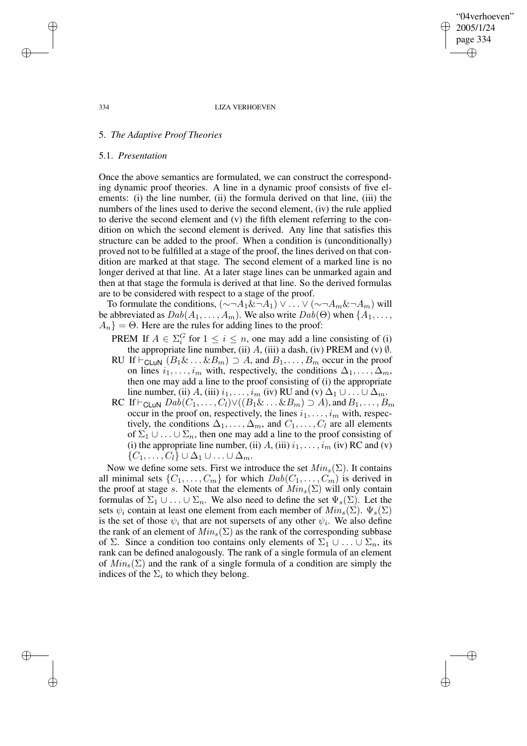## 5. *The Adaptive Proof Theories*

### 5.1. *Presentation*

Once the above semantics are formulated, we can construct the corresponding dynamic proof theories. A line in a dynamic proof consists of five elements: (i) the line number, (ii) the formula derived on that line, (iii) the numbers of the lines used to derive the second element, (iv) the rule applied to derive the second element and (v) the fifth element referring to the condition on which the second element is derived. Any line that satisfies this structure can be added to the proof. When a condition is (unconditionally) proved not to be fulfilled at a stage of the proof, the lines derived on that condition are marked at that stage. The second element of a marked line is no longer derived at that line. At a later stage lines can be unmarked again and then at that stage the formula is derived at that line. So the derived formulas are to be considered with respect to a stage of the proof.

To formulate the conditions, $(\sim\neg A_1 \& \neg A_1) \vee \ldots \vee (\sim\neg A_m \& \neg A_m)$ will be abbreviated as $Dab(A_1, \ldots, A_m)$. We also write $Dab(\Theta)$ when $\{A_1, \ldots, A_n\} = \Theta$. Here are the rules for adding lines to the proof:

- PREM If $A \in \Sigma_i^G$ for $1 \leq i \leq n$, one may add a line consisting of (i) the appropriate line number, (ii) $A$, (iii) a dash, (iv) PREM and (v) $\emptyset$.
- RU If $\vdash_{\mathsf{CLuN}} (B_1 \& \ldots \& B_m) \supset A$, and $B_1, \ldots, B_m$ occur in the proof on lines $i_1, \ldots, i_m$ with, respectively, the conditions $\Delta_1, \ldots, \Delta_m$, then one may add a line to the proof consisting of (i) the appropriate line number, (ii) $A$, (iii) $i_1, \ldots, i_m$ (iv) RU and (v) $\Delta_1 \cup \ldots \cup \Delta_m$.
- RC If $\vdash_{\mathsf{CLuN}} Dab(C_1, \ldots, C_l) \vee ((B_1 \& \ldots \& B_m) \supset A)$, and $B_1, \ldots, B_m$ occur in the proof on, respectively, the lines $i_1, \ldots, i_m$ with, respectively, the conditions $\Delta_1, \ldots, \Delta_m$, and $C_1, \ldots, C_l$ are all elements of $\Sigma_1 \cup \ldots \cup \Sigma_n$, then one may add a line to the proof consisting of (i) the appropriate line number, (ii) $A$, (iii) $i_1, \ldots, i_m$ (iv) RC and (v) $\{C_1, \ldots, C_l\} \cup \Delta_1 \cup \ldots \cup \Delta_m$.

Now we define some sets. First we introduce the set $Min_s(\Sigma)$. It contains all minimal sets $\{C_1, \ldots, C_m\}$ for which $Dab(C_1, \ldots, C_m)$ is derived in the proof at stage $s$. Note that the elements of $Min_s(\Sigma)$ will only contain formulas of $\Sigma_1 \cup \ldots \cup \Sigma_n$. We also need to define the set $\Psi_s(\Sigma)$. Let the sets $\psi_i$ contain at least one element from each member of $Min_s(\Sigma)$. $\Psi_s(\Sigma)$ is the set of those $\psi_i$ that are not supersets of any other $\psi_i$. We also define the rank of an element of $Min_s(\Sigma)$ as the rank of the corresponding subbase of $\Sigma$. Since a condition too contains only elements of $\Sigma_1 \cup \ldots \cup \Sigma_n$, its rank can be defined analogously. The rank of a single formula of an element of $Min_s(\Sigma)$ and the rank of a single formula of a condition are simply the indices of the $\Sigma_i$ to which they belong.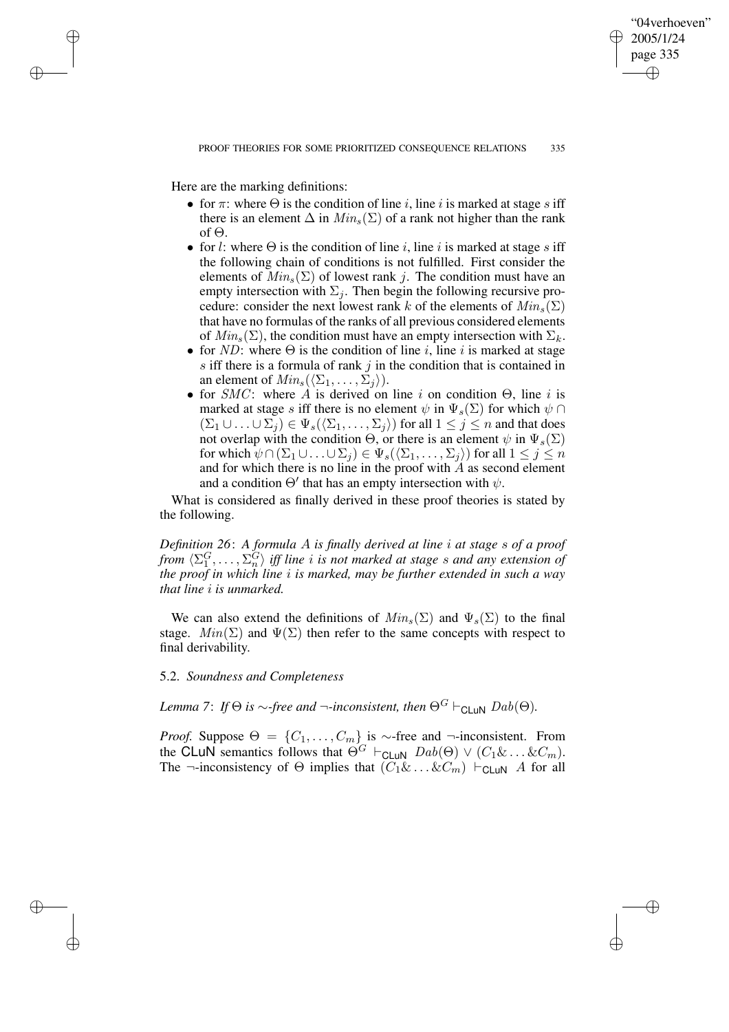Here are the marking definitions:

- for $\pi$: where $\Theta$ is the condition of line $i$, line $i$ is marked at stage $s$ iff there is an element $\Delta$ in $Min_s(\Sigma)$ of a rank not higher than the rank of $\Theta$.
- for $l$: where $\Theta$ is the condition of line $i$, line $i$ is marked at stage $s$ iff the following chain of conditions is not fulfilled. First consider the elements of $Min_s(\Sigma)$ of lowest rank $j$. The condition must have an empty intersection with $\Sigma_j$. Then begin the following recursive procedure: consider the next lowest rank $k$ of the elements of $Min_s(\Sigma)$ that have no formulas of the ranks of all previous considered elements of $Min_s(\Sigma)$, the condition must have an empty intersection with $\Sigma_k$.
- for $ND$: where $\Theta$ is the condition of line $i$, line $i$ is marked at stage $s$ iff there is a formula of rank $j$ in the condition that is contained in an element of $Min_s(\langle \Sigma_1, \ldots, \Sigma_j \rangle)$.
- for $SMC$: where $A$ is derived on line $i$ on condition $\Theta$, line $i$ is marked at stage $s$ iff there is no element $\psi$ in $\Psi_s(\Sigma)$ for which $\psi \cap (\Sigma_1 \cup \ldots \cup \Sigma_j) \in \Psi_s(\langle \Sigma_1, \ldots, \Sigma_j \rangle)$ for all $1 \leq j \leq n$ and that does not overlap with the condition $\Theta$, or there is an element $\psi$ in $\Psi_s(\Sigma)$ for which $\psi \cap (\Sigma_1 \cup \ldots \cup \Sigma_j) \in \Psi_s(\langle \Sigma_1, \ldots, \Sigma_j \rangle)$ for all $1 \leq j \leq n$ and for which there is no line in the proof with $A$ as second element and a condition $\Theta'$ that has an empty intersection with $\psi$.

What is considered as finally derived in these proof theories is stated by the following.

*Definition 26*: *A formula $A$ is finally derived at line $i$ at stage $s$ of a proof from $\langle \Sigma_1^G, \ldots, \Sigma_n^G \rangle$ iff line $i$ is not marked at stage $s$ and any extension of the proof in which line $i$ is marked, may be further extended in such a way that line $i$ is unmarked.*

We can also extend the definitions of $Min_s(\Sigma)$ and $\Psi_s(\Sigma)$ to the final stage. $Min(\Sigma)$ and $\Psi(\Sigma)$ then refer to the same concepts with respect to final derivability.

### 5.2. *Soundness and Completeness*

*Lemma 7*: *If $\Theta$ is $\sim$-free and $\neg$-inconsistent, then $\Theta^G \vdash_{\mathsf{CLuN}} Dab(\Theta)$.*

*Proof.* Suppose $\Theta = \{C_1, \ldots, C_m\}$ is $\sim$-free and $\neg$-inconsistent. From the CLuN semantics follows that $\Theta^G \vdash_{\mathsf{CLuN}} Dab(\Theta) \vee (C_1 \& \ldots \& C_m)$. The $\neg$-inconsistency of $\Theta$ implies that $(C_1 \& \ldots \& C_m) \vdash_{\mathsf{CLuN}} A$ for all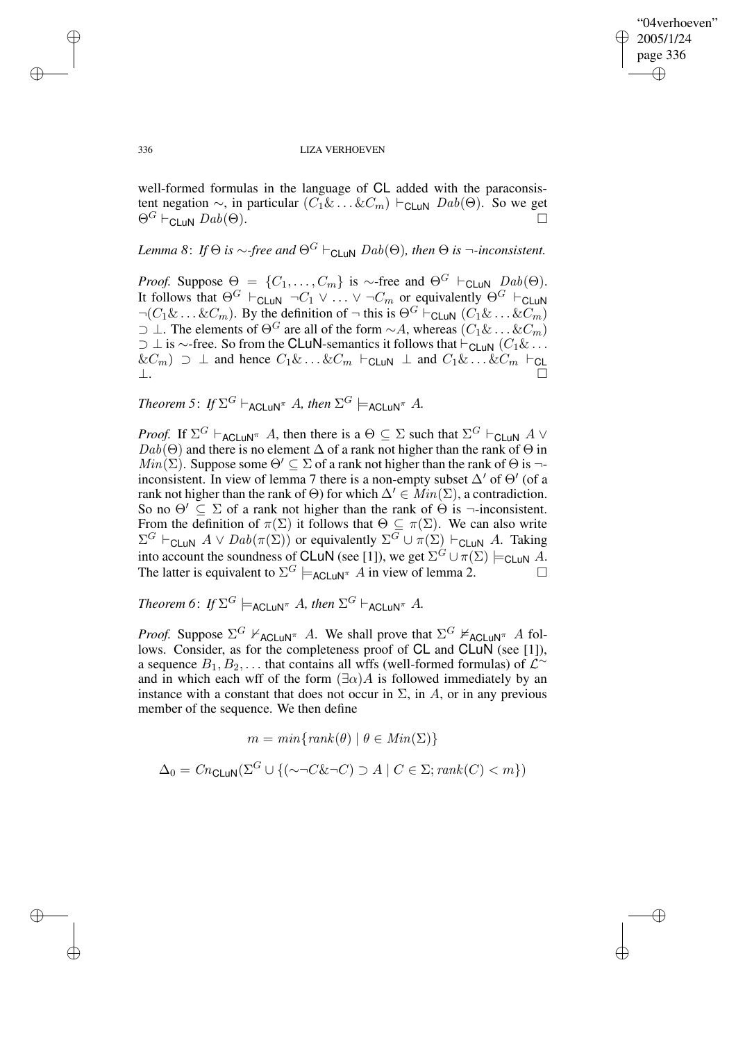well-formed formulas in the language of CL added with the paraconsistent negation $\sim$, in particular $(C_1\&\ldots\&C_m) \vdash_{\mathsf{CLuN}} Dab(\Theta)$. So we get $\Theta^G \vdash_{\mathsf{CLuN}} Dab(\Theta)$. □

*Lemma 8*: *If $\Theta$ is $\sim$-free and $\Theta^G \vdash_{\mathsf{CLuN}} Dab(\Theta)$, then $\Theta$ is $\neg$-inconsistent.*

*Proof.* Suppose $\Theta = \{C_1, \ldots, C_m\}$ is $\sim$-free and $\Theta^G \vdash_{\mathsf{CLuN}} Dab(\Theta)$. It follows that $\Theta^G \vdash_{\mathsf{CLuN}} \neg C_1 \vee \ldots \vee \neg C_m$ or equivalently $\Theta^G \vdash_{\mathsf{CLuN}} \neg(C_1\&\ldots\&C_m)$. By the definition of $\neg$ this is $\Theta^G \vdash_{\mathsf{CLuN}} (C_1\&\ldots\&C_m) \supset \bot$. The elements of $\Theta^G$ are all of the form $\sim A$, whereas $(C_1\&\ldots\&C_m) \supset \bot$ is $\sim$-free. So from the CLuN-semantics it follows that $\vdash_{\mathsf{CLuN}} (C_1\&\ldots\&C_m) \supset \bot$ and hence $C_1\&\ldots\&C_m \vdash_{\mathsf{CLuN}} \bot$ and $C_1\&\ldots\&C_m \vdash_{\mathsf{CL}} \bot$. □

*Theorem 5*: *If $\Sigma^G \vdash_{\mathsf{ACLuN}^\pi} A$, then $\Sigma^G \models_{\mathsf{ACLuN}^\pi} A$.*

*Proof.* If $\Sigma^G \vdash_{\mathsf{ACLuN}^\pi} A$, then there is a $\Theta \subseteq \Sigma$ such that $\Sigma^G \vdash_{\mathsf{CLuN}} A \vee Dab(\Theta)$ and there is no element $\Delta$ of a rank not higher than the rank of $\Theta$ in $Min(\Sigma)$. Suppose some $\Theta' \subseteq \Sigma$ of a rank not higher than the rank of $\Theta$ is $\neg$-inconsistent. In view of lemma 7 there is a non-empty subset $\Delta'$ of $\Theta'$ (of a rank not higher than the rank of $\Theta$) for which $\Delta' \in Min(\Sigma)$, a contradiction. So no $\Theta' \subseteq \Sigma$ of a rank not higher than the rank of $\Theta$ is $\neg$-inconsistent. From the definition of $\pi(\Sigma)$ it follows that $\Theta \subseteq \pi(\Sigma)$. We can also write $\Sigma^G \vdash_{\mathsf{CLuN}} A \vee Dab(\pi(\Sigma))$ or equivalently $\Sigma^G \cup \pi(\Sigma) \vdash_{\mathsf{CLuN}} A$. Taking into account the soundness of CLuN (see [1]), we get $\Sigma^G \cup \pi(\Sigma) \models_{\mathsf{CLuN}} A$. The latter is equivalent to $\Sigma^G \models_{\mathsf{ACLuN}^\pi} A$ in view of lemma 2. □

*Theorem 6*: *If $\Sigma^G \models_{\mathsf{ACLuN}^\pi} A$, then $\Sigma^G \vdash_{\mathsf{ACLuN}^\pi} A$.*

*Proof.* Suppose $\Sigma^G \nvdash_{\mathsf{ACLuN}^\pi} A$. We shall prove that $\Sigma^G \not\models_{\mathsf{ACLuN}^\pi} A$ follows. Consider, as for the completeness proof of CL and CLuN (see [1]), a sequence $B_1, B_2, \ldots$ that contains all wffs (well-formed formulas) of $\mathcal{L}^\sim$ and in which each wff of the form $(\exists\alpha)A$ is followed immediately by an instance with a constant that does not occur in $\Sigma$, in $A$, or in any previous member of the sequence. We then define

$$m = min\{rank(\theta) \mid \theta \in Min(\Sigma)\}$$

$$\Delta_0 = Cn_{\mathsf{CLuN}}(\Sigma^G \cup \{(\sim\neg C\&\neg C) \supset A \mid C \in \Sigma; rank(C) < m\})$$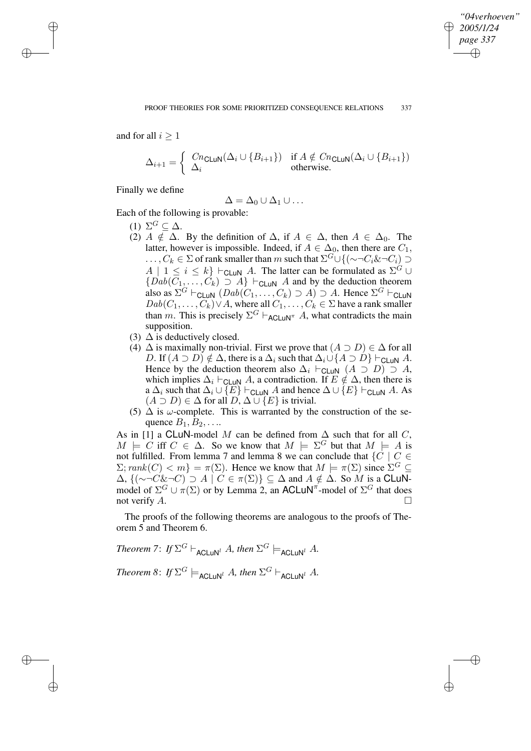and for all $i \geq 1$

$$\Delta_{i+1} = \begin{cases} Cn_{\mathsf{CLuN}}(\Delta_i \cup \{B_{i+1}\}) & \text{if } A \notin Cn_{\mathsf{CLuN}}(\Delta_i \cup \{B_{i+1}\}) \\ \Delta_i & \text{otherwise.} \end{cases}$$

Finally we define

$$\Delta = \Delta_0 \cup \Delta_1 \cup \ldots$$

Each of the following is provable:

(1) $\Sigma^G \subseteq \Delta$.

(2) $A \notin \Delta$. By the definition of $\Delta$, if $A \in \Delta$, then $A \in \Delta_0$. The latter, however is impossible. Indeed, if $A \in \Delta_0$, then there are $C_1, \ldots, C_k \in \Sigma$ of rank smaller than $m$ such that $\Sigma^G \cup \{(\sim\neg C_i \& \neg C_i) \supset A \mid 1 \leq i \leq k\} \vdash_{\mathsf{CLuN}} A$. The latter can be formulated as $\Sigma^G \cup \{Dab(C_1, \ldots, C_k) \supset A\} \vdash_{\mathsf{CLuN}} A$ and by the deduction theorem also as $\Sigma^G \vdash_{\mathsf{CLuN}} (Dab(C_1, \ldots, C_k) \supset A) \supset A$. Hence $\Sigma^G \vdash_{\mathsf{CLuN}} Dab(C_1, \ldots, C_k) \vee A$, where all $C_1, \ldots, C_k \in \Sigma$ have a rank smaller than $m$. This is precisely $\Sigma^G \vdash_{\mathsf{ACLuN}^\pi} A$, what contradicts the main supposition.

(3) $\Delta$ is deductively closed.

(4) $\Delta$ is maximally non-trivial. First we prove that $(A \supset D) \in \Delta$ for all $D$. If $(A \supset D) \notin \Delta$, there is a $\Delta_i$ such that $\Delta_i \cup \{A \supset D\} \vdash_{\mathsf{CLuN}} A$. Hence by the deduction theorem also $\Delta_i \vdash_{\mathsf{CLuN}} (A \supset D) \supset A$, which implies $\Delta_i \vdash_{\mathsf{CLuN}} A$, a contradiction. If $E \notin \Delta$, then there is a $\Delta_i$ such that $\Delta_i \cup \{E\} \vdash_{\mathsf{CLuN}} A$ and hence $\Delta \cup \{E\} \vdash_{\mathsf{CLuN}} A$. As $(A \supset D) \in \Delta$ for all $D$, $\Delta \cup \{E\}$ is trivial.

(5) $\Delta$ is $\omega$-complete. This is warranted by the construction of the sequence $B_1, B_2, \ldots$.

As in [1] a CLuN-model $M$ can be defined from $\Delta$ such that for all $C$, $M \models C$ iff $C \in \Delta$. So we know that $M \models \Sigma^G$ but that $M \models A$ is not fulfilled. From lemma 7 and lemma 8 we can conclude that $\{C \mid C \in \Sigma; rank(C) < m\} = \pi(\Sigma)$. Hence we know that $M \models \pi(\Sigma)$ since $\Sigma^G \subseteq \Delta$, $\{(\sim\neg C \& \neg C) \supset A \mid C \in \pi(\Sigma)\} \subseteq \Delta$ and $A \notin \Delta$. So $M$ is a CLuN-model of $\Sigma^G \cup \pi(\Sigma)$ or by Lemma 2, an $\mathsf{ACLuN}^\pi$-model of $\Sigma^G$ that does not verify $A$. □

The proofs of the following theorems are analogous to the proofs of Theorem 5 and Theorem 6.

*Theorem 7*: *If* $\Sigma^G \vdash_{\mathsf{ACLuN}^l} A$, *then* $\Sigma^G \models_{\mathsf{ACLuN}^l} A$.

*Theorem 8*: *If* $\Sigma^G \models_{\mathsf{ACLuN}^l} A$, *then* $\Sigma^G \vdash_{\mathsf{ACLuN}^l} A$.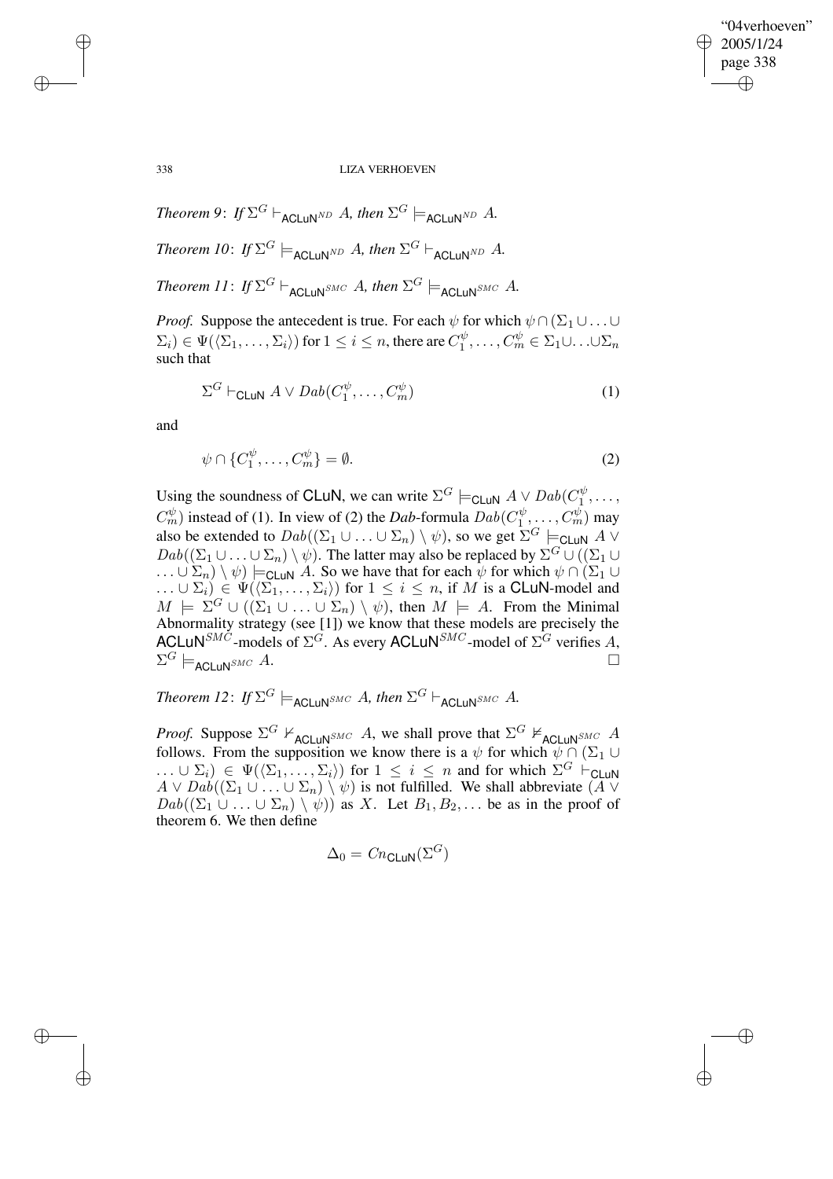*Theorem 9*: *If* $\Sigma^G \vdash_{\mathsf{ACLuN}^{ND}} A$*, then* $\Sigma^G \models_{\mathsf{ACLuN}^{ND}} A$.

*Theorem 10*: *If* $\Sigma^G \models_{\mathsf{ACLuN}^{ND}} A$*, then* $\Sigma^G \vdash_{\mathsf{ACLuN}^{ND}} A$.

*Theorem 11*: *If* $\Sigma^G \vdash_{\mathsf{ACLuN}^{SMC}} A$*, then* $\Sigma^G \models_{\mathsf{ACLuN}^{SMC}} A$.

*Proof.* Suppose the antecedent is true. For each $\psi$ for which $\psi \cap (\Sigma_1 \cup \ldots \cup \Sigma_i) \in \Psi(\langle \Sigma_1, \ldots, \Sigma_i \rangle)$ for $1 \leq i \leq n$, there are $C_1^\psi, \ldots, C_m^\psi \in \Sigma_1 \cup \ldots \cup \Sigma_n$ such that

$$\Sigma^G \vdash_{\mathsf{CLuN}} A \vee Dab(C_1^\psi, \ldots, C_m^\psi) \tag{1}$$

and

$$\psi \cap \{C_1^\psi, \ldots, C_m^\psi\} = \emptyset. \tag{2}$$

Using the soundness of CLuN, we can write $\Sigma^G \models_{\mathsf{CLuN}} A \vee Dab(C_1^\psi, \ldots, C_m^\psi)$ instead of (1). In view of (2) the *Dab*-formula $Dab(C_1^\psi, \ldots, C_m^\psi)$ may also be extended to $Dab((\Sigma_1 \cup \ldots \cup \Sigma_n) \setminus \psi)$, so we get $\Sigma^G \models_{\mathsf{CLuN}} A \vee Dab((\Sigma_1 \cup \ldots \cup \Sigma_n) \setminus \psi)$. The latter may also be replaced by $\Sigma^G \cup ((\Sigma_1 \cup \ldots \cup \Sigma_n) \setminus \psi) \models_{\mathsf{CLuN}} A$. So we have that for each $\psi$ for which $\psi \cap (\Sigma_1 \cup \ldots \cup \Sigma_i) \in \Psi(\langle \Sigma_1, \ldots, \Sigma_i \rangle)$ for $1 \leq i \leq n$, if $M$ is a CLuN-model and $M \models \Sigma^G \cup ((\Sigma_1 \cup \ldots \cup \Sigma_n) \setminus \psi)$, then $M \models A$. From the Minimal Abnormality strategy (see [1]) we know that these models are precisely the $\mathsf{ACLuN}^{SMC}$-models of $\Sigma^G$. As every $\mathsf{ACLuN}^{SMC}$-model of $\Sigma^G$ verifies $A$, $\Sigma^G \models_{\mathsf{ACLuN}^{SMC}} A$. □

*Theorem 12*: *If* $\Sigma^G \models_{\mathsf{ACLuN}^{SMC}} A$*, then* $\Sigma^G \vdash_{\mathsf{ACLuN}^{SMC}} A$.

*Proof.* Suppose $\Sigma^G \nvdash_{\mathsf{ACLuN}^{SMC}} A$, we shall prove that $\Sigma^G \not\models_{\mathsf{ACLuN}^{SMC}} A$ follows. From the supposition we know there is a $\psi$ for which $\psi \cap (\Sigma_1 \cup \ldots \cup \Sigma_i) \in \Psi(\langle \Sigma_1, \ldots, \Sigma_i \rangle)$ for $1 \leq i \leq n$ and for which $\Sigma^G \vdash_{\mathsf{CLuN}} A \vee Dab((\Sigma_1 \cup \ldots \cup \Sigma_n) \setminus \psi)$ is not fulfilled. We shall abbreviate $(A \vee Dab((\Sigma_1 \cup \ldots \cup \Sigma_n) \setminus \psi))$ as $X$. Let $B_1, B_2, \ldots$ be as in the proof of theorem 6. We then define

$$\Delta_0 = Cn_{\mathsf{CLuN}}(\Sigma^G)$$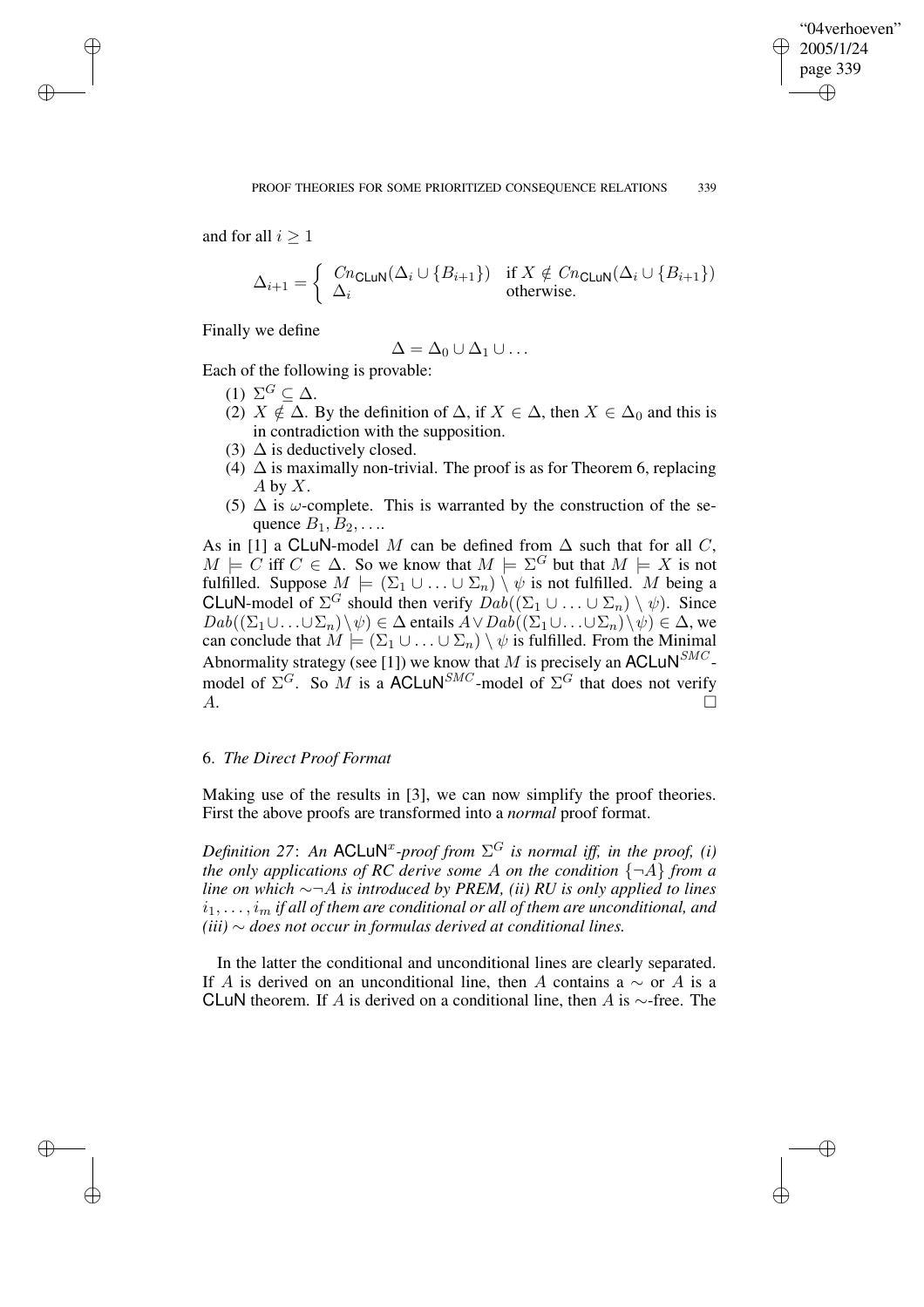and for all $i \geq 1$

$$\Delta_{i+1} = \begin{cases} Cn_{\mathsf{CLuN}}(\Delta_i \cup \{B_{i+1}\}) & \text{if } X \notin Cn_{\mathsf{CLuN}}(\Delta_i \cup \{B_{i+1}\}) \\ \Delta_i & \text{otherwise.} \end{cases}$$

Finally we define

$$\Delta = \Delta_0 \cup \Delta_1 \cup \ldots$$

Each of the following is provable:

(1) $\Sigma^G \subseteq \Delta$.
(2) $X \notin \Delta$. By the definition of $\Delta$, if $X \in \Delta$, then $X \in \Delta_0$ and this is in contradiction with the supposition.
(3) $\Delta$ is deductively closed.
(4) $\Delta$ is maximally non-trivial. The proof is as for Theorem 6, replacing $A$ by $X$.
(5) $\Delta$ is $\omega$-complete. This is warranted by the construction of the sequence $B_1, B_2, \ldots$.

As in [1] a CLuN-model $M$ can be defined from $\Delta$ such that for all $C$, $M \models C$ iff $C \in \Delta$. So we know that $M \models \Sigma^G$ but that $M \models X$ is not fulfilled. Suppose $M \models (\Sigma_1 \cup \ldots \cup \Sigma_n) \setminus \psi$ is not fulfilled. $M$ being a CLuN-model of $\Sigma^G$ should then verify $Dab((\Sigma_1 \cup \ldots \cup \Sigma_n) \setminus \psi)$. Since $Dab((\Sigma_1 \cup \ldots \cup \Sigma_n) \setminus \psi) \in \Delta$ entails $A \vee Dab((\Sigma_1 \cup \ldots \cup \Sigma_n) \setminus \psi) \in \Delta$, we can conclude that $M \models (\Sigma_1 \cup \ldots \cup \Sigma_n) \setminus \psi$ is fulfilled. From the Minimal Abnormality strategy (see [1]) we know that $M$ is precisely an $\mathsf{ACLuN}^{SMC}$-model of $\Sigma^G$. So $M$ is a $\mathsf{ACLuN}^{SMC}$-model of $\Sigma^G$ that does not verify $A$. □

## 6. *The Direct Proof Format*

Making use of the results in [3], we can now simplify the proof theories. First the above proofs are transformed into a *normal* proof format.

*Definition 27*: *An* $\mathsf{ACLuN}^x$*-proof from* $\Sigma^G$ *is normal iff, in the proof, (i) the only applications of RC derive some* $A$ *on the condition* $\{\neg A\}$ *from a line on which* $\sim\neg A$ *is introduced by PREM, (ii) RU is only applied to lines* $i_1, \ldots, i_m$ *if all of them are conditional or all of them are unconditional, and (iii)* $\sim$ *does not occur in formulas derived at conditional lines.*

In the latter the conditional and unconditional lines are clearly separated. If $A$ is derived on an unconditional line, then $A$ contains a $\sim$ or $A$ is a CLuN theorem. If $A$ is derived on a conditional line, then $A$ is $\sim$-free. The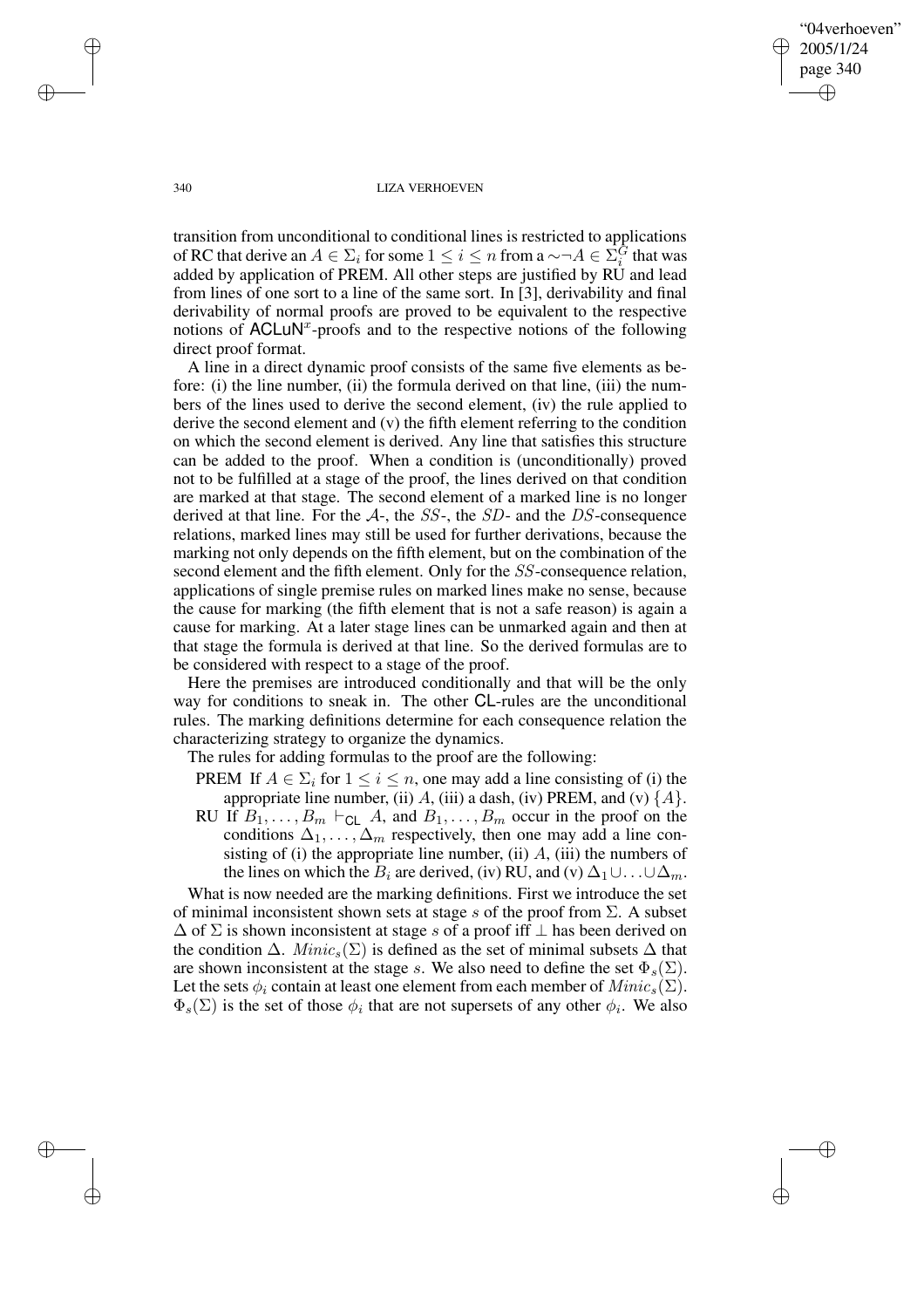transition from unconditional to conditional lines is restricted to applications of RC that derive an $A \in \Sigma_i$ for some $1 \leq i \leq n$ from a $\sim\neg A \in \Sigma_i^G$ that was added by application of PREM. All other steps are justified by RU and lead from lines of one sort to a line of the same sort. In [3], derivability and final derivability of normal proofs are proved to be equivalent to the respective notions of $\mathsf{ACLuN}^x$-proofs and to the respective notions of the following direct proof format.

A line in a direct dynamic proof consists of the same five elements as before: (i) the line number, (ii) the formula derived on that line, (iii) the numbers of the lines used to derive the second element, (iv) the rule applied to derive the second element and (v) the fifth element referring to the condition on which the second element is derived. Any line that satisfies this structure can be added to the proof. When a condition is (unconditionally) proved not to be fulfilled at a stage of the proof, the lines derived on that condition are marked at that stage. The second element of a marked line is no longer derived at that line. For the $\mathcal{A}$-, the $SS$-, the $SD$- and the $DS$-consequence relations, marked lines may still be used for further derivations, because the marking not only depends on the fifth element, but on the combination of the second element and the fifth element. Only for the $SS$-consequence relation, applications of single premise rules on marked lines make no sense, because the cause for marking (the fifth element that is not a safe reason) is again a cause for marking. At a later stage lines can be unmarked again and then at that stage the formula is derived at that line. So the derived formulas are to be considered with respect to a stage of the proof.

Here the premises are introduced conditionally and that will be the only way for conditions to sneak in. The other $\mathsf{CL}$-rules are the unconditional rules. The marking definitions determine for each consequence relation the characterizing strategy to organize the dynamics.

The rules for adding formulas to the proof are the following:

- PREM If $A \in \Sigma_i$ for $1 \leq i \leq n$, one may add a line consisting of (i) the appropriate line number, (ii) $A$, (iii) a dash, (iv) PREM, and (v) $\{A\}$.
- RU If $B_1, \ldots, B_m \vdash_{\mathsf{CL}} A$, and $B_1, \ldots, B_m$ occur in the proof on the conditions $\Delta_1, \ldots, \Delta_m$ respectively, then one may add a line consisting of (i) the appropriate line number, (ii) $A$, (iii) the numbers of the lines on which the $B_i$ are derived, (iv) RU, and (v) $\Delta_1 \cup \ldots \cup \Delta_m$.

What is now needed are the marking definitions. First we introduce the set of minimal inconsistent shown sets at stage $s$ of the proof from $\Sigma$. A subset $\Delta$ of $\Sigma$ is shown inconsistent at stage $s$ of a proof iff $\bot$ has been derived on the condition $\Delta$. $Minic_s(\Sigma)$ is defined as the set of minimal subsets $\Delta$ that are shown inconsistent at the stage $s$. We also need to define the set $\Phi_s(\Sigma)$. Let the sets $\phi_i$ contain at least one element from each member of $Minic_s(\Sigma)$. $\Phi_s(\Sigma)$ is the set of those $\phi_i$ that are not supersets of any other $\phi_i$. We also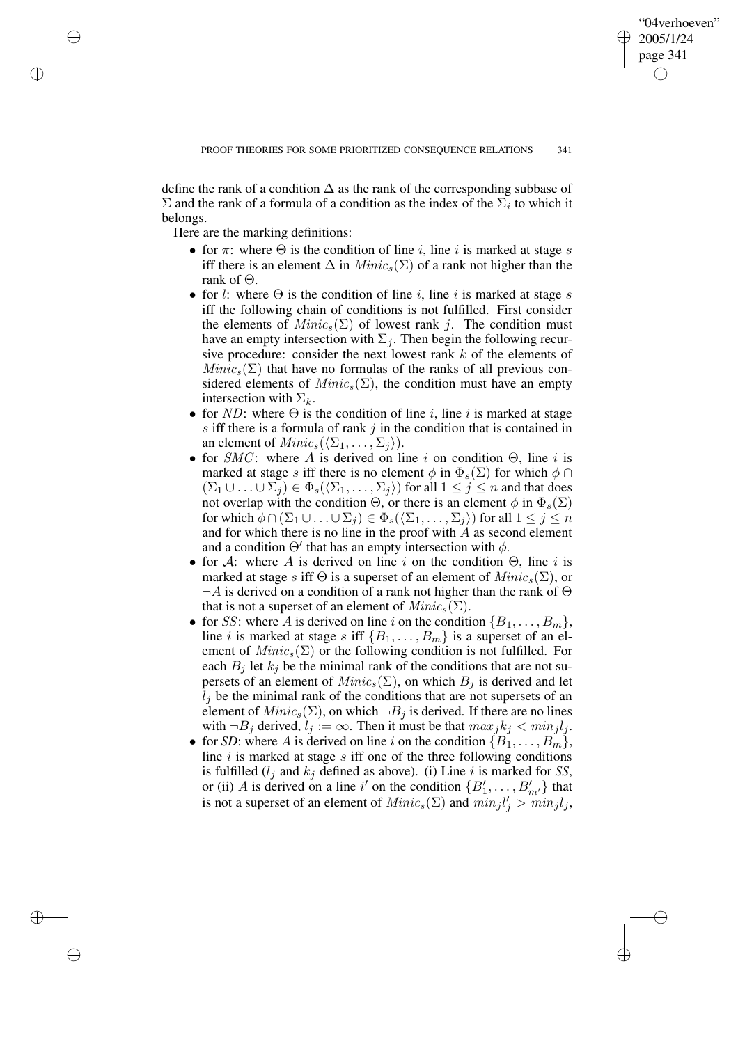define the rank of a condition $\Delta$ as the rank of the corresponding subbase of $\Sigma$ and the rank of a formula of a condition as the index of the $\Sigma_i$ to which it belongs.

Here are the marking definitions:

- for $\pi$: where $\Theta$ is the condition of line $i$, line $i$ is marked at stage $s$ iff there is an element $\Delta$ in $Minic_s(\Sigma)$ of a rank not higher than the rank of $\Theta$.
- for $l$: where $\Theta$ is the condition of line $i$, line $i$ is marked at stage $s$ iff the following chain of conditions is not fulfilled. First consider the elements of $Minic_s(\Sigma)$ of lowest rank $j$. The condition must have an empty intersection with $\Sigma_j$. Then begin the following recursive procedure: consider the next lowest rank $k$ of the elements of $Minic_s(\Sigma)$ that have no formulas of the ranks of all previous considered elements of $Minic_s(\Sigma)$, the condition must have an empty intersection with $\Sigma_k$.
- for $ND$: where $\Theta$ is the condition of line $i$, line $i$ is marked at stage $s$ iff there is a formula of rank $j$ in the condition that is contained in an element of $Minic_s(\langle\Sigma_1, \ldots, \Sigma_j\rangle)$.
- for $SMC$: where $A$ is derived on line $i$ on condition $\Theta$, line $i$ is marked at stage $s$ iff there is no element $\phi$ in $\Phi_s(\Sigma)$ for which $\phi \cap (\Sigma_1 \cup \ldots \cup \Sigma_j) \in \Phi_s(\langle\Sigma_1, \ldots, \Sigma_j\rangle)$ for all $1 \leq j \leq n$ and that does not overlap with the condition $\Theta$, or there is an element $\phi$ in $\Phi_s(\Sigma)$ for which $\phi \cap (\Sigma_1 \cup \ldots \cup \Sigma_j) \in \Phi_s(\langle\Sigma_1, \ldots, \Sigma_j\rangle)$ for all $1 \leq j \leq n$ and for which there is no line in the proof with $A$ as second element and a condition $\Theta'$ that has an empty intersection with $\phi$.
- for $\mathcal{A}$: where $A$ is derived on line $i$ on the condition $\Theta$, line $i$ is marked at stage $s$ iff $\Theta$ is a superset of an element of $Minic_s(\Sigma)$, or $\neg A$ is derived on a condition of a rank not higher than the rank of $\Theta$ that is not a superset of an element of $Minic_s(\Sigma)$.
- for $SS$: where $A$ is derived on line $i$ on the condition $\{B_1, \ldots, B_m\}$, line $i$ is marked at stage $s$ iff $\{B_1, \ldots, B_m\}$ is a superset of an element of $Minic_s(\Sigma)$ or the following condition is not fulfilled. For each $B_j$ let $k_j$ be the minimal rank of the conditions that are not supersets of an element of $Minic_s(\Sigma)$, on which $B_j$ is derived and let $l_j$ be the minimal rank of the conditions that are not supersets of an element of $Minic_s(\Sigma)$, on which $\neg B_j$ is derived. If there are no lines with $\neg B_j$ derived, $l_j := \infty$. Then it must be that $max_j k_j < min_j l_j$.
- for *SD*: where $A$ is derived on line $i$ on the condition $\{B_1, \ldots, B_m\}$, line $i$ is marked at stage $s$ iff one of the three following conditions is fulfilled ($l_j$ and $k_j$ defined as above). (i) Line $i$ is marked for *SS*, or (ii) $A$ is derived on a line $i'$ on the condition $\{B'_1, \ldots, B'_{m'}\}$ that is not a superset of an element of $Minic_s(\Sigma)$ and $min_j l'_j > min_j l_j$,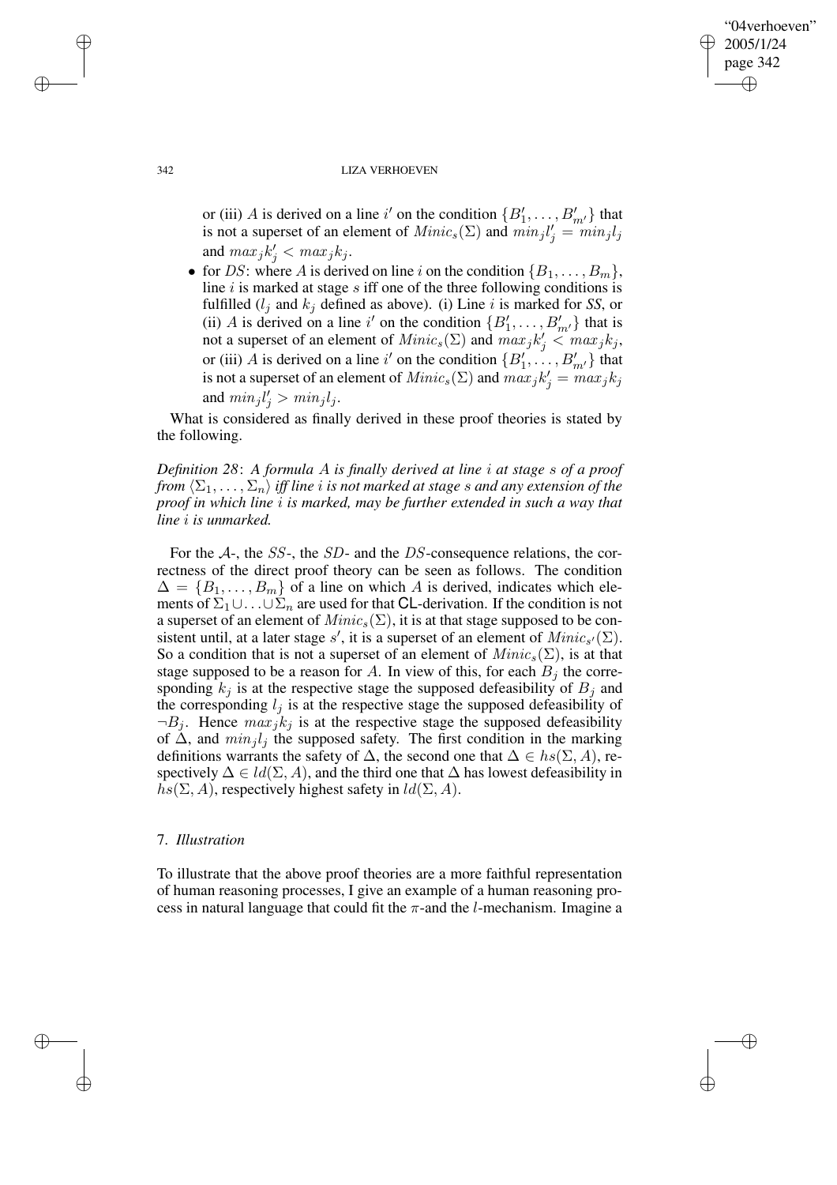or (iii) $A$ is derived on a line $i'$ on the condition $\{B'_1, \ldots, B'_{m'}\}$ that is not a superset of an element of $Minic_s(\Sigma)$ and $min_j l'_j = min_j l_j$ and $max_j k'_j < max_j k_j$.

- for $DS$: where $A$ is derived on line $i$ on the condition $\{B_1, \ldots, B_m\}$, line $i$ is marked at stage $s$ iff one of the three following conditions is fulfilled ($l_j$ and $k_j$ defined as above). (i) Line $i$ is marked for *SS*, or (ii) $A$ is derived on a line $i'$ on the condition $\{B'_1, \ldots, B'_{m'}\}$ that is not a superset of an element of $Minic_s(\Sigma)$ and $max_j k'_j < max_j k_j$, or (iii) $A$ is derived on a line $i'$ on the condition $\{B'_1, \ldots, B'_{m'}\}$ that is not a superset of an element of $Minic_s(\Sigma)$ and $max_j k'_j = max_j k_j$ and $min_j l'_j > min_j l_j$.

What is considered as finally derived in these proof theories is stated by the following.

*Definition 28*: *A formula $A$ is finally derived at line $i$ at stage $s$ of a proof from $\langle \Sigma_1, \ldots, \Sigma_n \rangle$ iff line $i$ is not marked at stage $s$ and any extension of the proof in which line $i$ is marked, may be further extended in such a way that line $i$ is unmarked.*

For the $\mathcal{A}$-, the $SS$-, the $SD$- and the $DS$-consequence relations, the correctness of the direct proof theory can be seen as follows. The condition $\Delta = \{B_1, \ldots, B_m\}$ of a line on which $A$ is derived, indicates which elements of $\Sigma_1 \cup \ldots \cup \Sigma_n$ are used for that CL-derivation. If the condition is not a superset of an element of $Minic_s(\Sigma)$, it is at that stage supposed to be consistent until, at a later stage $s'$, it is a superset of an element of $Minic_{s'}(\Sigma)$. So a condition that is not a superset of an element of $Minic_s(\Sigma)$, is at that stage supposed to be a reason for $A$. In view of this, for each $B_j$ the corresponding $k_j$ is at the respective stage the supposed defeasibility of $B_j$ and the corresponding $l_j$ is at the respective stage the supposed defeasibility of $\neg B_j$. Hence $max_j k_j$ is at the respective stage the supposed defeasibility of $\Delta$, and $min_j l_j$ the supposed safety. The first condition in the marking definitions warrants the safety of $\Delta$, the second one that $\Delta \in hs(\Sigma, A)$, respectively $\Delta \in ld(\Sigma, A)$, and the third one that $\Delta$ has lowest defeasibility in $hs(\Sigma, A)$, respectively highest safety in $ld(\Sigma, A)$.

## 7. *Illustration*

To illustrate that the above proof theories are a more faithful representation of human reasoning processes, I give an example of a human reasoning process in natural language that could fit the $\pi$-and the $l$-mechanism. Imagine a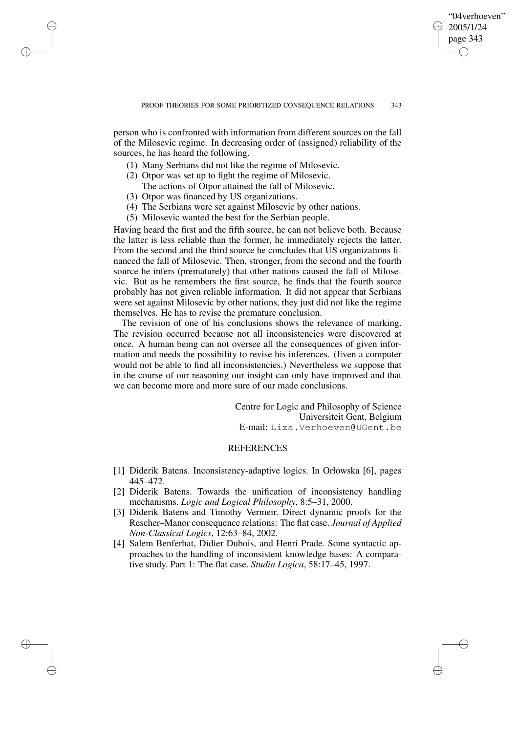person who is confronted with information from different sources on the fall of the Milosevic regime. In decreasing order of (assigned) reliability of the sources, he has heard the following.

(1) Many Serbians did not like the regime of Milosevic.
(2) Otpor was set up to fight the regime of Milosevic.
    The actions of Otpor attained the fall of Milosevic.
(3) Otpor was financed by US organizations.
(4) The Serbians were set against Milosevic by other nations.
(5) Milosevic wanted the best for the Serbian people.

Having heard the first and the fifth source, he can not believe both. Because the latter is less reliable than the former, he immediately rejects the latter. From the second and the third source he concludes that US organizations financed the fall of Milosevic. Then, stronger, from the second and the fourth source he infers (prematurely) that other nations caused the fall of Milosevic. But as he remembers the first source, he finds that the fourth source probably has not given reliable information. It did not appear that Serbians were set against Milosevic by other nations, they just did not like the regime themselves. He has to revise the premature conclusion.

The revision of one of his conclusions shows the relevance of marking. The revision occurred because not all inconsistencies were discovered at once. A human being can not oversee all the consequences of given information and needs the possibility to revise his inferences. (Even a computer would not be able to find all inconsistencies.) Nevertheless we suppose that in the course of our reasoning our insight can only have improved and that we can become more and more sure of our made conclusions.

Centre for Logic and Philosophy of Science
Universiteit Gent, Belgium
E-mail: `Liza.Verhoeven@UGent.be`

## REFERENCES

[1] Diderik Batens. Inconsistency-adaptive logics. In Orłowska [6], pages 445–472.

[2] Diderik Batens. Towards the unification of inconsistency handling mechanisms. *Logic and Logical Philosophy*, 8:5–31, 2000.

[3] Diderik Batens and Timothy Vermeir. Direct dynamic proofs for the Rescher–Manor consequence relations: The flat case. *Journal of Applied Non-Classical Logics*, 12:63–84, 2002.

[4] Salem Benferhat, Didier Dubois, and Henri Prade. Some syntactic approaches to the handling of inconsistent knowledge bases: A comparative study. Part 1: The flat case. *Studia Logica*, 58:17–45, 1997.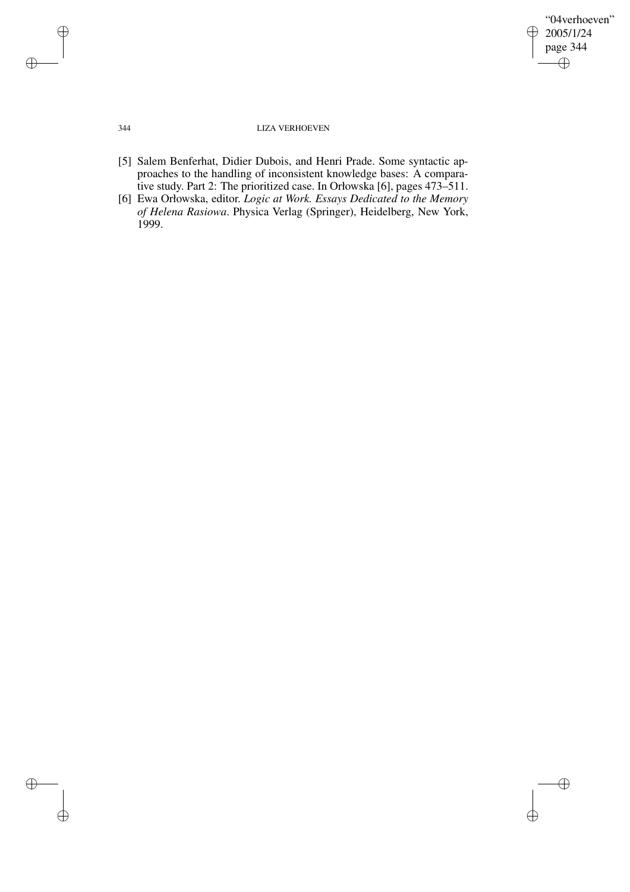[5] Salem Benferhat, Didier Dubois, and Henri Prade. Some syntactic approaches to the handling of inconsistent knowledge bases: A comparative study. Part 2: The prioritized case. In Orłowska [6], pages 473–511.

[6] Ewa Orłowska, editor. *Logic at Work. Essays Dedicated to the Memory of Helena Rasiowa*. Physica Verlag (Springer), Heidelberg, New York, 1999.